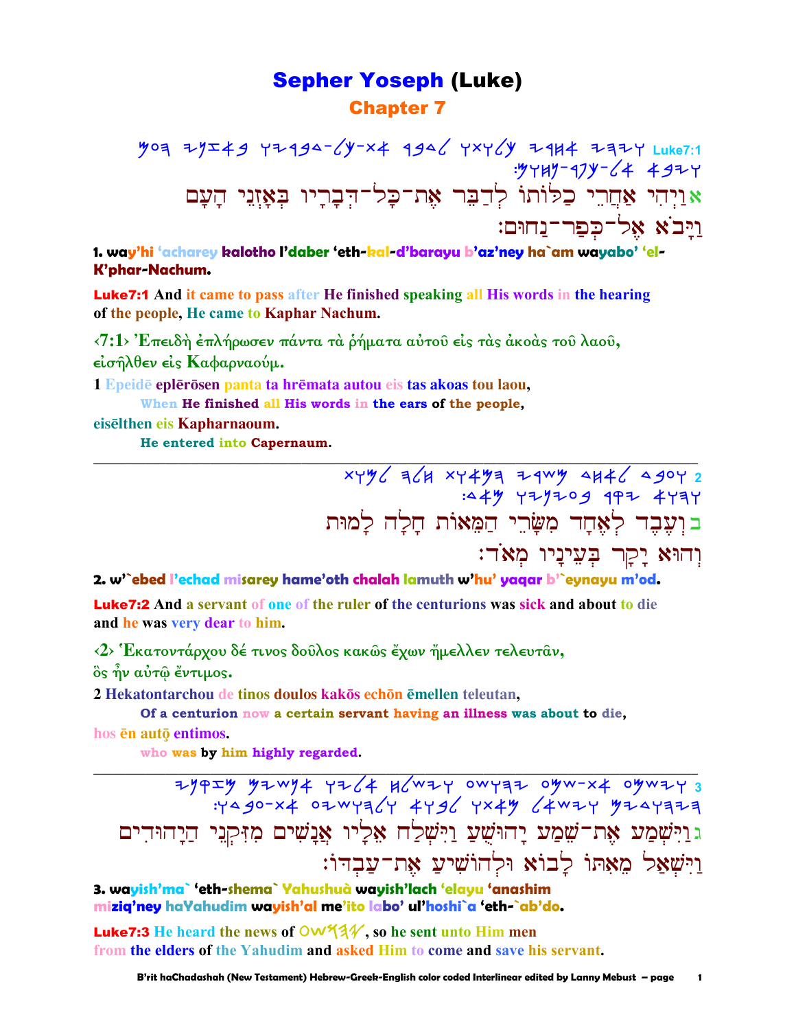# Sepher Yoseph (Luke)

## Chapter 7

Luke7:1 ויהי אחרי כלותו לדבר את-כל-דבריו באזני העם ויבא אל-כפר-נחום:

א וַיְהִי אַחֲרֵי כַּלּוֹתוֹ לְדַבֵּר אֶת־כָּל־דְּבָרָיו בְּאָזְנֵי הָעָם וַיָּבֹא אֶל־כְּפַר־נַחוּם׃

**1. way'hi 'acharey kalotho l'daber 'eth-kal-d'barayu b'az'ney ha`am wayabo' 'el-K'phar-Nachum.**

**Luke7:1** And it came to pass after He finished speaking all His words in the hearing of the people, He came to Kaphar Nachum.

‹7:1› Ἐπειδὴ ἐπλήρωσεν πάντα τὰ ῥήματα αὐτοῦ εἰς τὰς ἀκοὰς τοῦ λαοῦ, εἰσῆλθεν εἰς Καφαρναούμ.

1 Epeidē eplērōsen panta ta hrēmata autou eis tas akoas tou laou,
When He finished all His words in the ears of the people,
eisēlthen eis Kapharnaoum.
He entered into Capernaum.

---

2 ועבד לאחד משרי המאות חלה למות והוא יקר בעיניו מאד:

ב וְעֶבֶד לְאֶחָד מִשָּׂרֵי הַמֵּאוֹת חָלָה לָמוּת וְהוּא יָקָר בְּעֵינָיו מְאֹד׃

**2. w'`ebed l'echad misarey hame'oth chalah lamuth w'hu' yaqar b'`eynayu m'od.**

**Luke7:2** And a servant of one of the ruler of the centurions was sick and about to die and he was very dear to him.

‹2› Ἑκατοντάρχου δέ τινος δοῦλος κακῶς ἔχων ἤμελλεν τελευτᾶν, ὃς ἦν αὐτῷ ἔντιμος.

2 Hekatontarchou de tinos doulos kakōs echōn ēmellen teleutan,
Of a centurion now a certain servant having an illness was about to die,
hos ēn autō entimos.
who was by him highly regarded.

---

3 וישמע את-שמע יהושע וישלח אליו אנשים מזקני היהודים וישאל מאתו לבוא ולהושיע את-עבדו:

ג וַיִּשְׁמַע אֶת־שֵׁמַע יָהוּשֻׁעַ וַיִּשְׁלַח אֵלָיו אֲנָשִׁים מִזִּקְנֵי הַיָּהוּדִים וַיִּשְׁאַל מֵאִתּוֹ לָבוֹא וּלְהוֹשִׁיעַ אֶת־עַבְדּוֹ׃

**3. wayish'ma` 'eth-shema` Yahushuà wayish'lach 'elayu 'anashim miziq'ney haYahudim wayish'al me'ito labo' ul'hoshi`a 'eth-`ab'do.**

**Luke7:3** He heard the news of יהושע, so he sent unto Him men from the elders of the Yahudim and asked Him to come and save his servant.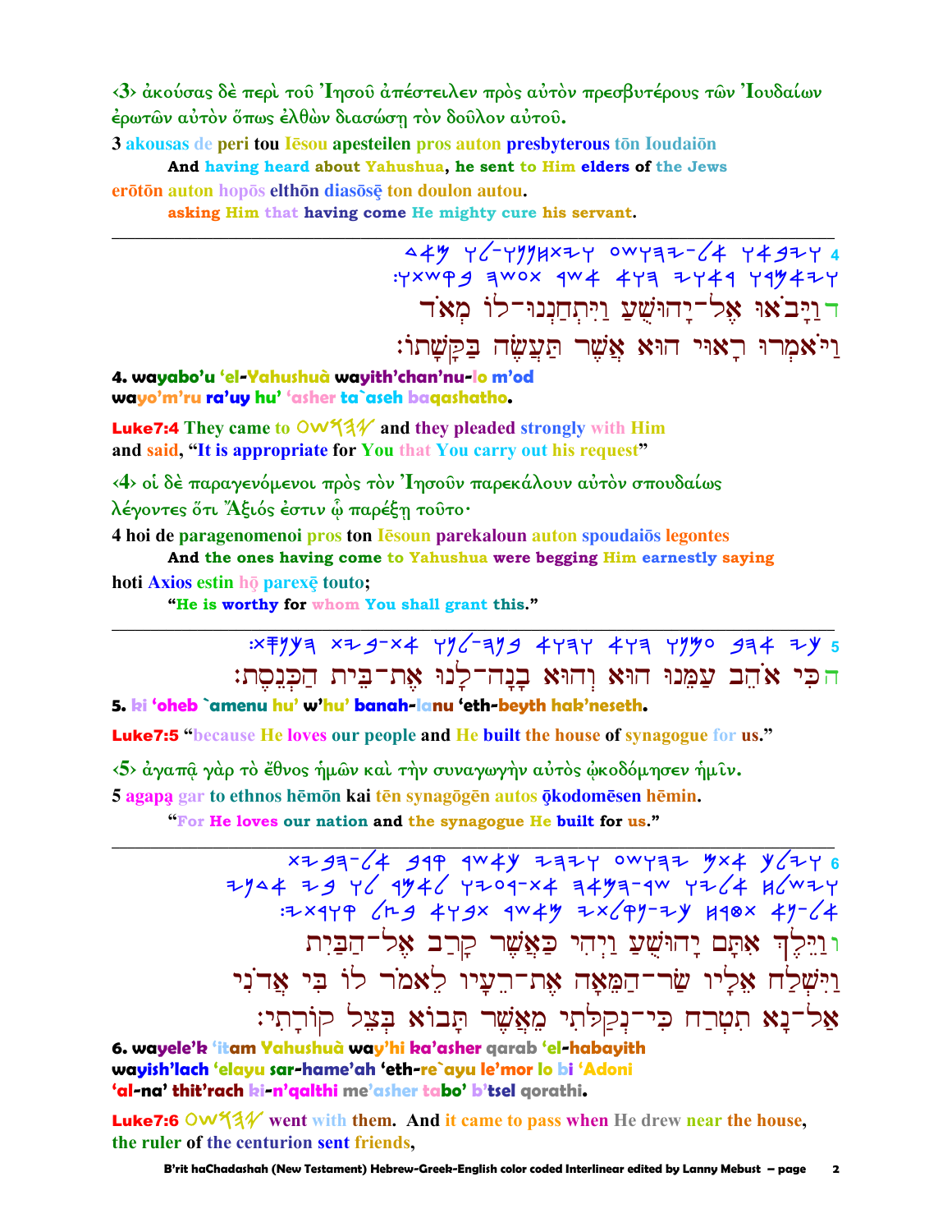‹3› ἀκούσας δὲ περὶ τοῦ Ἰησοῦ ἀπέστειλεν πρὸς αὐτὸν πρεσβυτέρους τῶν Ἰουδαίων ἐρωτῶν αὐτὸν ὅπως ἐλθὼν διασώσῃ τὸν δοῦλον αὐτοῦ.

3 akousas de peri tou Iēsou apesteilen pros auton presbyterous tōn Ioudaiōn

**And having heard about Yahushua, he sent to Him elders of the Jews**

erōtōn auton hopōs elthōn diasōsē ton doulon autou.

**asking Him that having come He mighty cure his servant.**

---

ד וַיָּבֹאוּ אֶל־יָהוּשֻׁעַ וַיִּתְחַנְנוּ־לוֹ מְאֹד
וַיֹּאמְרוּ רָאוּי הוּא אֲשֶׁר תַּעֲשֶׂה בַּקָּשָׁתוֹ׃

**4. wayabo'u 'el-Yahushuà wayith'chan'nu-lo m'od**
**wayo'm'ru ra'uy hu' 'asher ta`aseh baqashatho.**

**Luke7:4** They came to Yahushua and they pleaded strongly with Him and said, "It is appropriate for You that You carry out his request"

‹4› οἱ δὲ παραγενόμενοι πρὸς τὸν Ἰησοῦν παρεκάλουν αὐτὸν σπουδαίως λέγοντες ὅτι Ἄξιός ἐστιν ᾧ παρέξῃ τοῦτο·

4 hoi de paragenomenoi pros ton Iēsoun parekaloun auton spoudaiōs legontes

**And the ones having come to Yahushua were begging Him earnestly saying**

hoti Axios estin hō parexē touto;

**"He is worthy for whom You shall grant this."**

---

ה כִּי אֹהֵב עַמֵּנוּ הוּא וְהוּא בָנָה־לָנוּ אֶת־בֵּית הַכְּנֶסֶת׃

**5. ki 'oheb `amenu hu' w'hu' banah-lanu 'eth-beyth hak'neseth.**

**Luke7:5** "because He loves our people and He built the house of synagogue for us."

‹5› ἀγαπᾷ γὰρ τὸ ἔθνος ἡμῶν καὶ τὴν συναγωγὴν αὐτὸς ᾠκοδόμησεν ἡμῖν.

5 agapą gar to ethnos hēmōn kai tēn synagōgēn autos ōkodomēsen hēmin.

**"For He loves our nation and the synagogue He built for us."**

---

ו וַיֵּלֶךְ אִתָּם יָהוּשֻׁעַ וַיְהִי כַּאֲשֶׁר קָרַב אֶל־הַבַּיִת
וַיִּשְׁלַח אֵלָיו שַׂר־הַמֵּאָה אֶת־רֵעָיו לֵאמֹר לוֹ בִּי אֲדֹנִי
אַל־נָא תִּטְרַח כִּי־נִקַלְתִּי מֵאֲשֶׁר תָּבוֹא בְּצֵל קוֹרָתִי׃

**6. wayele'k 'itam Yahushuà way'hi ka'asher qarab 'el-habayith**
**wayish'lach 'elayu sar-hame'ah 'eth-re`ayu le'mor lo bi 'Adoni**
**'al-na' thit'rach ki-n'qalthi me'asher tabo' b'tsel qorathi.**

**Luke7:6** Yahushua went with them. And it came to pass when He drew near the house, the ruler of the centurion sent friends,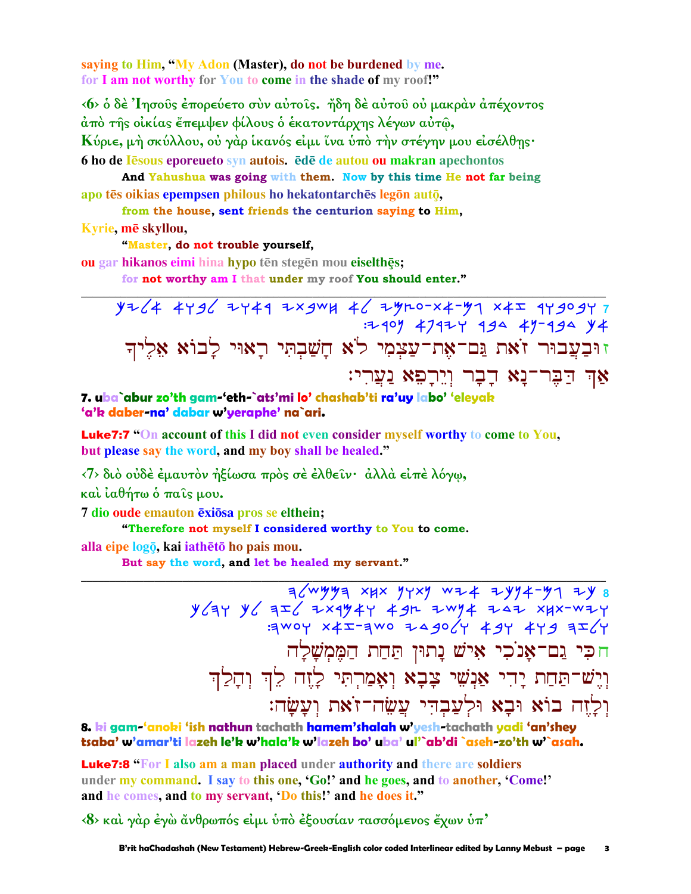saying to Him, "My Adon (Master), do not be burdened by me.
for I am not worthy for You to come in the shade of my roof!"

‹6› ὁ δὲ Ἰησοῦς ἐπορεύετο σὺν αὐτοῖς. ἤδη δὲ αὐτοῦ οὐ μακρὰν ἀπέχοντος
ἀπὸ τῆς οἰκίας ἔπεμψεν φίλους ὁ ἑκατοντάρχης λέγων αὐτῷ,
Κύριε, μὴ σκύλλου, οὐ γὰρ ἱκανός εἰμι ἵνα ὑπὸ τὴν στέγην μου εἰσέλθῃς·

6 ho de Iēsous eporeueto syn autois. ēdē de autou ou makran apechontos
 And Yahushua was going with them. Now by this time He not far being
apo tēs oikias epempsen philous ho hekatontarchēs legōn autō,
 from the house, sent friends the centurion saying to Him,
Kyrie, mē skyllou,
 "Master, do not trouble yourself,
ou gar hikanos eimi hina hypo tēn stegēn mou eiselthēs;
 for not worthy am I that under my roof You should enter."

---

ז וּבַעֲבוּר זֹאת גַּם־אֶת־עַצְמִי לֹא חָשַׁבְתִּי רָאוּי לָבוֹא אֵלֶיךָ
אַךְ דַּבֶּר־נָא דָבָר וְיֵרָפֵא נַעֲרִי׃

7. uba`abur zo'th gam-'eth-`ats'mi lo' chashab'ti ra'uy labo' 'eleyak
'a'k daber-na' dabar w'yeraphe' na`ari.

Luke7:7 "On account of this I did not even consider myself worthy to come to You,
but please say the word, and my boy shall be healed."

‹7› διὸ οὐδὲ ἐμαυτὸν ἠξίωσα πρὸς σὲ ἐλθεῖν· ἀλλὰ εἰπὲ λόγῳ,
καὶ ἰαθήτω ὁ παῖς μου.

7 dio oude emauton ēxiōsa pros se elthein;
 "Therefore not myself I considered worthy to You to come.
alla eipe logō, kai iathētō ho pais mou.
 But say the word, and let be healed my servant."

---

ח כִּי גַם־אָנֹכִי אִישׁ נָתוּן תַּחַת הַמֶּמְשָׁלָה
וְיֶשׁ־תַּחַת יָדִי אַנְשֵׁי צָבָא וְאָמַרְתִּי לָזֶה לֵךְ וְהָלַךְ
וְלָזֶה בוֹא וּבָא וּלְעַבְדִּי עֲשֵׂה־זֹאת וְעָשָׂה׃

8. ki gam-'anoki 'ish nathun tachath hamem'shalah w'yesh-tachath yadi 'an'shey
tsaba' w'amar'ti lazeh le'k w'hala'k w'lazeh bo' uba' ul'`ab'di `aseh-zo'th w'`asah.

Luke7:8 "For I also am a man placed under authority and there are soldiers
under my command. I say to this one, 'Go!' and he goes, and to another, 'Come!'
and he comes, and to my servant, 'Do this!' and he does it."

‹8› καὶ γὰρ ἐγὼ ἄνθρωπός εἰμι ὑπὸ ἐξουσίαν τασσόμενος ἔχων ὑπ'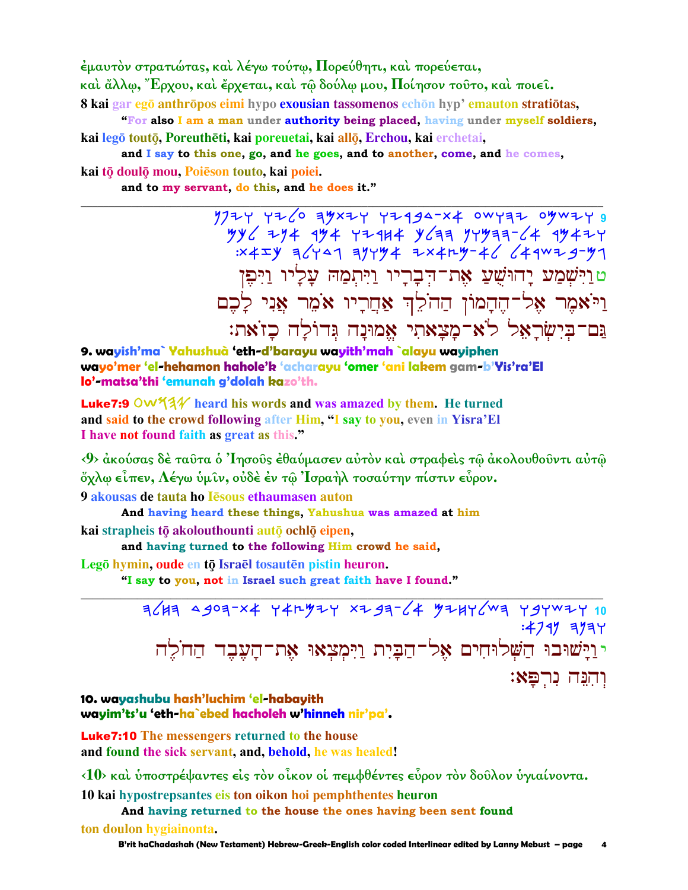ἐμαυτὸν στρατιώτας, καὶ λέγω τούτῳ, Πορεύθητι, καὶ πορεύεται, καὶ ἄλλῳ, Ἔρχου, καὶ ἔρχεται, καὶ τῷ δούλῳ μου, Ποίησον τοῦτο, καὶ ποιεῖ.

8 kai gar egō anthrōpos eimi hypo exousian tassomenos echōn hyp' emauton stratiōtas,

**"For also I am a man under authority being placed, having under myself soldiers,**

kai legō toutō, Poreuthēti, kai poreuetai, kai allō, Erchou, kai erchetai,

**and I say to this one, go, and he goes, and to another, come, and he comes,**

kai tō doulō mou, Poiēson touto, kai poiei.

**and to my servant, do this, and he does it."**

---

9 ויּשׁמע יהושׁע את־דבריו ויתמה עליו ויפן ויאמר אל־ההמון ההלך אחריו אמר אני לכם גם־בישׂראל לא־מצאתי אמונה גדולה כזאת:

טוַיִּשְׁמַע יָהוּשֻׁעַ אֶת־דְּבָרָיו וַיִּתְמַהּ עָלָיו וַיִּפֶן וַיֹּאמֶר אֶל־הֶהָמוֹן הַהֹלֵךְ אַחֲרָיו אֹמֵר אֲנִי לָכֶם גַּם־בְּיִשְׂרָאֵל לֹא־מָצָאתִי אֱמוּנָה גְּדוֹלָה כָזֹאת:

**9. wayish'ma` Yahushuà 'eth-d'barayu wayith'mah `alayu wayiphen wayo'mer 'el-hehamon hahole'k 'acharayu 'omer 'ani lakem gam-b'Yis'ra'El lo'-matsa'thi 'emunah g'dolah kazo'th.**

**Luke7:9** יהושע heard his words and was amazed by them. He turned and said to the crowd following after Him, "I say to you, even in Yisra'El I have not found faith as great as this."

‹9› ἀκούσας δὲ ταῦτα ὁ Ἰησοῦς ἐθαύμασεν αὐτὸν καὶ στραφεὶς τῷ ἀκολουθοῦντι αὐτῷ ὄχλῳ εἶπεν, Λέγω ὑμῖν, οὐδὲ ἐν τῷ Ἰσραὴλ τοσαύτην πίστιν εὗρον.

9 akousas de tauta ho Iēsous ethaumasen auton

**And having heard these things, Yahushua was amazed at him**

kai strapheis tō akolouthounti autō ochlō eipen,

**and having turned to the following Him crowd he said,**

Legō hymin, oude en tō Israēl tosautēn pistin heuron.

**"I say to you, not in Israel such great faith have I found."**

---

10 וישׁובו השׁלוחים אל־הבית וימצאו את־העבד החלה והנה נרפא:

יוַיָּשׁוּבוּ הַשְּׁלוּחִים אֶל־הַבָּיִת וַיִּמְצְאוּ אֶת־הָעֶבֶד הַחֹלֶה וְהִנֵּה נִרְפָּא:

**10. wayashubu hash'luchim 'el-habayith wayim'ts'u 'eth-ha`ebed hacholeh w'hinneh nir'pa'.**

**Luke7:10** The messengers returned to the house and found the sick servant, and, behold, he was healed!

‹10› καὶ ὑποστρέψαντες εἰς τὸν οἶκον οἱ πεμφθέντες εὗρον τὸν δοῦλον ὑγιαίνοντα.

10 kai hypostrepsantes eis ton oikon hoi pemphthentes heuron

**And having returned to the house the ones having been sent found**

ton doulon hygiainonta.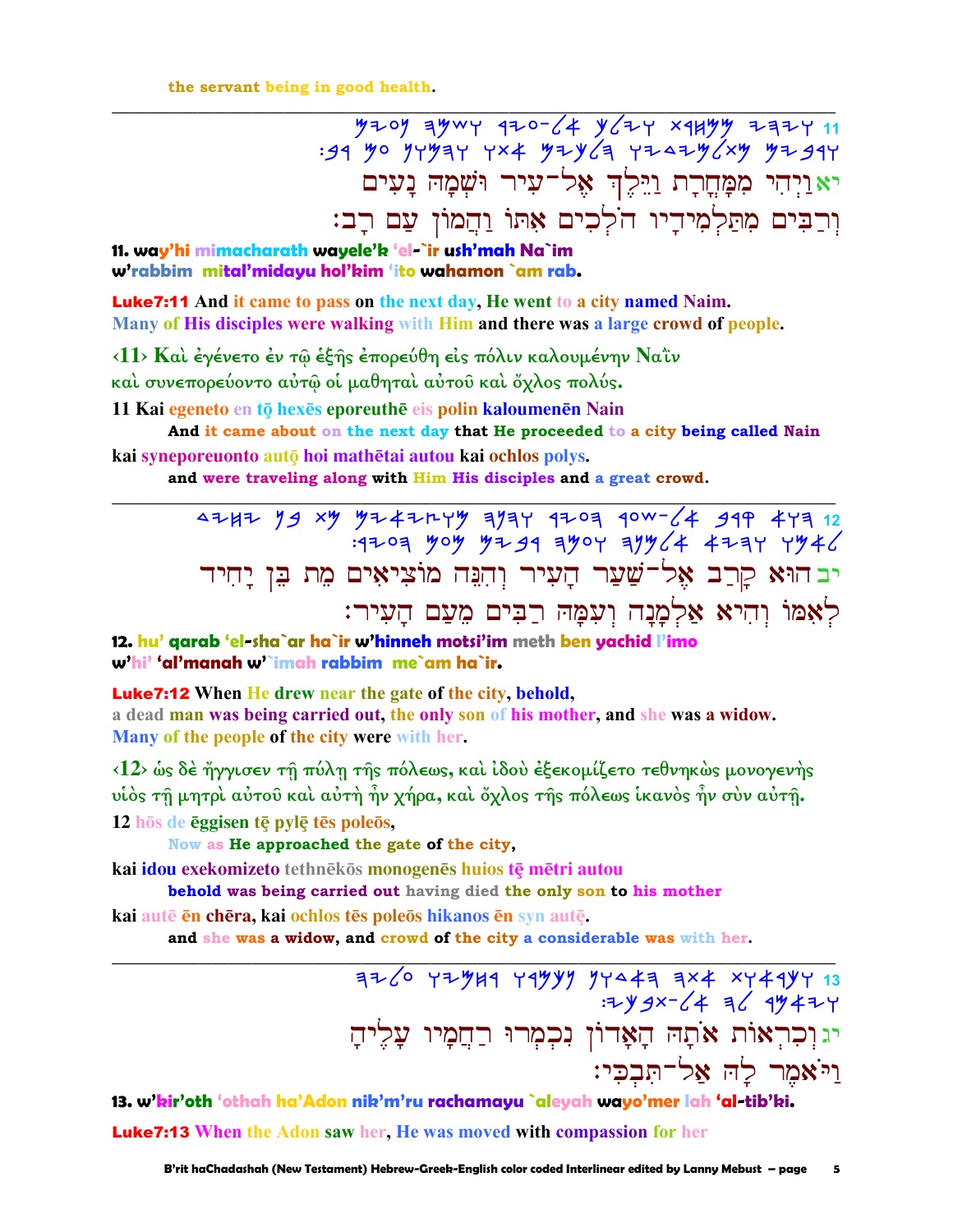the servant being in good health.

---

יא וַיְהִי מִמָּחֳרָת וַיֵּלֶךְ אֶל־עִיר וּשְׁמָהּ נָעִים
וְרַבִּים מִתַּלְמִידָיו הֹלְכִים אִתּוֹ וַהֲמוֹן עַם רָב׃

**11. way'hi mimacharath wayele'k 'el-`ir ush'mah Na`im**
**w'rabbim mital'midayu hol'kim 'ito wahamon `am rab.**

**Luke7:11** And it came to pass on the next day, He went to a city named Naim.
Many of His disciples were walking with Him and there was a large crowd of people.

‹11› Καὶ ἐγένετο ἐν τῷ ἑξῆς ἐπορεύθη εἰς πόλιν καλουμένην Ναΐν
καὶ συνεπορεύοντο αὐτῷ οἱ μαθηταὶ αὐτοῦ καὶ ὄχλος πολύς.

11 Kai egeneto en tō hexēs eporeuthē eis polin kaloumenēn Nain
**And it came about on the next day that He proceeded to a city being called Nain**

kai syneporeuonto autō hoi mathētai autou kai ochlos polys.
**and were traveling along with Him His disciples and a great crowd.**

---

יב הוּא קָרַב אֶל־שַׁעַר הָעִיר וְהִנֵּה מוֹצִיאִים מֵת בֵּן יָחִיד
לְאִמּוֹ וְהִיא אַלְמָנָה וְעִמָּהּ רַבִּים מֵעַם הָעִיר׃

**12. hu' qarab 'el-sha`ar ha`ir w'hinneh motsi'im meth ben yachid l'imo**
**w'hi' 'al'manah w'`imah rabbim me`am ha`ir.**

**Luke7:12** When He drew near the gate of the city, behold,
a dead man was being carried out, the only son of his mother, and she was a widow.
Many of the people of the city were with her.

‹12› ὡς δὲ ἤγγισεν τῇ πύλῃ τῆς πόλεως, καὶ ἰδοὺ ἐξεκομίζετο τεθνηκὼς μονογενὴς
υἱὸς τῇ μητρὶ αὐτοῦ καὶ αὐτὴ ἦν χήρα, καὶ ὄχλος τῆς πόλεως ἱκανὸς ἦν σὺν αὐτῇ.

12 hōs de ēggisen tē pylē tēs poleōs,
**Now as He approached the gate of the city,**

kai idou exekomizeto tethnēkōs monogenēs huios tē mētri autou
**behold was being carried out having died the only son to his mother**

kai autē ēn chēra, kai ochlos tēs poleōs hikanos ēn syn autē.
**and she was a widow, and crowd of the city a considerable was with her.**

---

יג וְכִרְאוֹת אֹתָהּ הָאָדוֹן נִכְמְרוּ רַחֲמָיו עָלֶיהָ
וַיֹּאמֶר לָהּ אַל־תִּבְכִּי׃

**13. w'kir'oth 'othah ha'Adon nik'm'ru rachamayu `aleyah wayo'mer lah 'al-tib'ki.**

**Luke7:13** When the Adon saw her, He was moved with compassion for her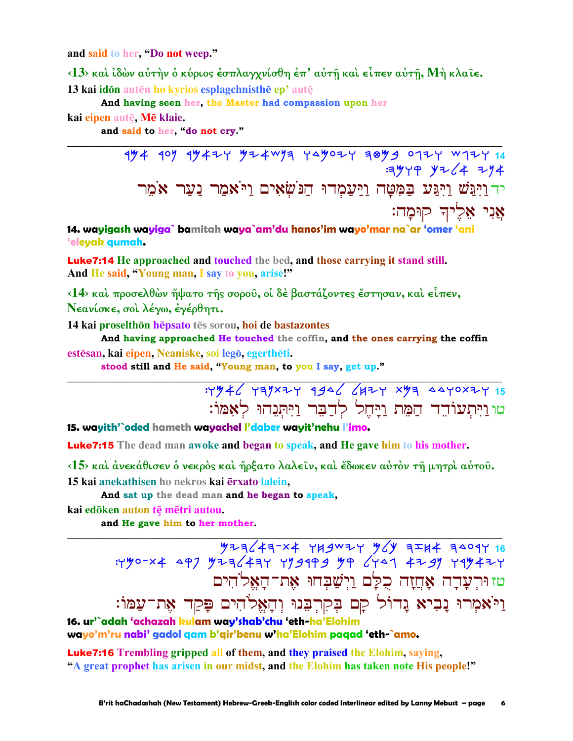and said to her, "Do not weep."

‹13› καὶ ἰδὼν αὐτὴν ὁ κύριος ἐσπλαγχνίσθη ἐπ' αὐτῇ καὶ εἶπεν αὐτῇ, Μὴ κλαῖε.

13 kai idōn autēn ho kyrios esplagchnisthē ep' autē

And having seen her, the Master had compassion upon her

kai eipen autē, Mē klaie.

and said to her, "do not cry."

---

14 𐤅𐤉𐤂𐤔 𐤅𐤉𐤂𐤏 𐤁𐤌𐤈𐤄 𐤅𐤉𐤏𐤌𐤃𐤅 𐤄𐤍𐤔𐤀𐤉𐤌 𐤅𐤉𐤀𐤌𐤓 𐤍𐤏𐤓 𐤀𐤌𐤓 𐤀𐤍𐤉 𐤀𐤋𐤉𐤊 𐤒𐤅𐤌𐤄:

יד וַיִּגַּשׁ וַיִּגַּע בַּמִּטָּה וַיַּעַמְדוּ הַנֹּשְׂאִים וַיֹּאמַר נַעַר אֹמֵר אֲנִי אֵלֶיךָ קוּמָה:

**14. wayigash wayiga` bamitah waya`am'du hanos'im wayo'mar na`ar 'omer 'ani 'eleyak qumah.**

**Luke7:14** He approached and touched the bed, and those carrying it stand still. And He said, "Young man, I say to you, arise!"

‹14› καὶ προσελθὼν ἥψατο τῆς σοροῦ, οἱ δὲ βαστάζοντες ἔστησαν, καὶ εἶπεν, Νεανίσκε, σοὶ λέγω, ἐγέρθητι.

14 kai proselthōn hēpsato tēs sorou, hoi de bastazontes

And having approached He touched the coffin, and the ones carrying the coffin

estēsan, kai eipen, Neaniske, soi legō, egerthēti.

stood still and He said, "Young man, to you I say, get up."

---

15 𐤅𐤉𐤕𐤏𐤅𐤃𐤃 𐤄𐤌𐤕 𐤅𐤉𐤇𐤋 𐤋𐤃𐤁𐤓 𐤅𐤉𐤕𐤍𐤄𐤅 𐤋𐤀𐤌𐤅:

טו וַיִּתְעוֹדֵד הַמֵּת וַיָּחֶל לְדַבֵּר וַיִּתְּנֵהוּ לְאִמּוֹ:

**15. wayith'`oded hameth wayachel l'daber wayit'nehu l'imo.**

**Luke7:15** The dead man awoke and began to speak, and He gave him to his mother.

‹15› καὶ ἀνεκάθισεν ὁ νεκρὸς καὶ ἤρξατο λαλεῖν, καὶ ἔδωκεν αὐτὸν τῇ μητρὶ αὐτοῦ.

15 kai anekathisen ho nekros kai ērxato lalein,

And sat up the dead man and he began to speak,

kai edōken auton tē mētri autou.

and He gave him to her mother.

---

16 𐤅𐤓𐤏𐤃𐤄 𐤀𐤇𐤆𐤄 𐤊𐤋𐤌 𐤅𐤉𐤔𐤁𐤇𐤅 𐤀𐤕-𐤄𐤀𐤋𐤄𐤉𐤌 𐤅𐤉𐤀𐤌𐤓𐤅 𐤍𐤁𐤉𐤀 𐤂𐤃𐤅𐤋 𐤒𐤌 𐤁𐤒𐤓𐤁𐤍𐤅 𐤅𐤄𐤀𐤋𐤄𐤉𐤌 𐤐𐤒𐤃 𐤀𐤕-𐤏𐤌𐤅:

טז וּרְעָדָה אֲחָזָה כֻלָּם וַיְשַׁבְּחוּ אֶת־הָאֱלֹהִים וַיֹּאמְרוּ נָבִיא גָדוֹל קָם בְּקִרְבֵּנוּ וְהָאֱלֹהִים פָּקַד אֶת־עַמּוֹ:

**16. ur'`adah 'achazah kulam way'shab'chu 'eth-ha'Elohim wayo'm'ru nabi' gadol qam b'qir'benu w'ha'Elohim paqad 'eth-`amo.**

**Luke7:16** Trembling gripped all of them, and they praised the Elohim, saying, "A great prophet has arisen in our midst, and the Elohim has taken note His people!"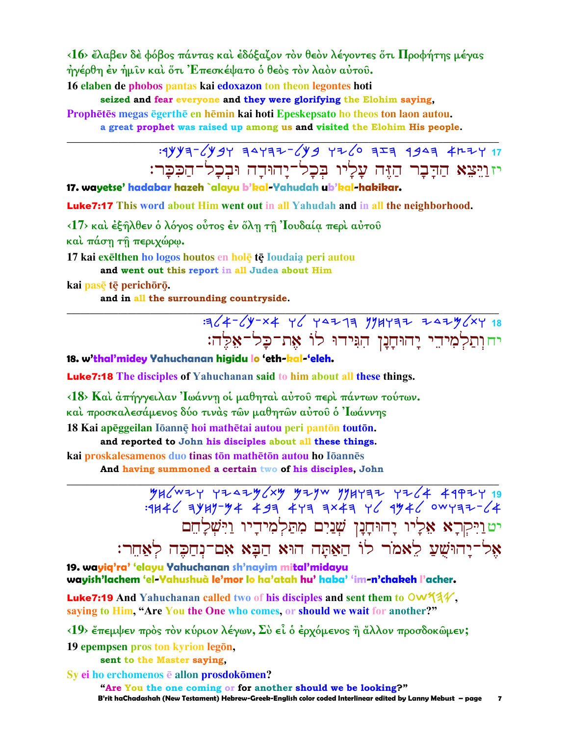‹16› ἔλαβεν δὲ φόβος πάντας καὶ ἐδόξαζον τὸν θεὸν λέγοντες ὅτι Προφήτης μέγας ἠγέρθη ἐν ἡμῖν καὶ ὅτι Ἐπεσκέψατο ὁ θεὸς τὸν λαὸν αὐτοῦ.

**16** elaben de phobos pantas kai edoxazon ton theon legontes hoti

**seized and fear everyone and they were glorifying the Elohim saying,**

Prophētēs megas ēgerthē en hēmin kai hoti Epeskepsato ho theos ton laon autou.

**a great prophet was raised up among us and visited the Elohim His people.**

---

:אֵשְׁדָּ-כַל וּבְ-יְהוּדָה עָלָיו הַזֶּה הַדָּבָר וַיֵּצֵא 17

יז וַיֵּצֵא הַדָּבָר הַזֶּה עָלָיו בְּכָל־יְהוּדָה וּבְכָל־הַכִּכָּר׃

**17. wayetse' hadabar hazeh `alayu b'kal-Yahudah ub'kal-hakikar.**

**Luke7:17 This word about Him went out in all Yahudah and in all the neighborhood.**

‹17› καὶ ἐξῆλθεν ὁ λόγος οὗτος ἐν ὅλῃ τῇ Ἰουδαίᾳ περὶ αὐτοῦ καὶ πάσῃ τῇ περιχώρῳ.

**17** kai exēlthen ho logos houtos en holē tē Ioudaią peri autou

**and went out this report in all Judea about Him**

kai pasē tē perichōrō.

**and in all the surrounding countryside.**

---

יח וְתַלְמִידֵי יָהוּחָנָן הִגִּידוּ לוֹ אֶת־כָּל־אֵלֶּה׃

**18. w'thal'midey Yahuchanan higidu lo 'eth-kal-'eleh.**

**Luke7:18 The disciples of Yahuchanan said to him about all these things.**

‹18› Καὶ ἀπήγγειλαν Ἰωάννῃ οἱ μαθηταὶ αὐτοῦ περὶ πάντων τούτων. καὶ προσκαλεσάμενος δύο τινὰς τῶν μαθητῶν αὐτοῦ ὁ Ἰωάννης

**18** Kai apēggeilan Iōannē hoi mathētai autou peri pantōn toutōn.

**and reported to John his disciples about all these things.**

kai proskalesamenos duo tinas tōn mathētōn autou ho Iōannēs

**And having summoned a certain two of his disciples, John**

---

יט וַיִּקְרָא אֵלָיו יָהוּחָנָן שְׁנַיִם מִתַּלְמִידָיו וַיִּשְׁלָחֵם אֶל־יָהוּשֻׁעַ לֵאמֹר לוֹ הַאַתָּה הוּא הַבָּא אִם־נְחַכֶּה לְאַחֵר׃

**19. wayiq'ra' 'elayu Yahuchanan sh'nayim mital'midayu wayish'lachem 'el-Yahushuà le'mor lo ha'atah hu' haba' 'im-n'chakeh l'acher.**

**Luke7:19 And Yahuchanan called two of his disciples and sent them to OWSHY, saying to Him, "Are You the One who comes, or should we wait for another?"**

‹19› ἔπεμψεν πρὸς τὸν κύριον λέγων, Σὺ εἶ ὁ ἐρχόμενος ἢ ἄλλον προσδοκῶμεν;

**19** epempsen pros ton kyrion legōn,

**sent to the Master saying,**

Sy ei ho erchomenos ē allon prosdokōmen?

**"Are You the one coming or for another should we be looking?"**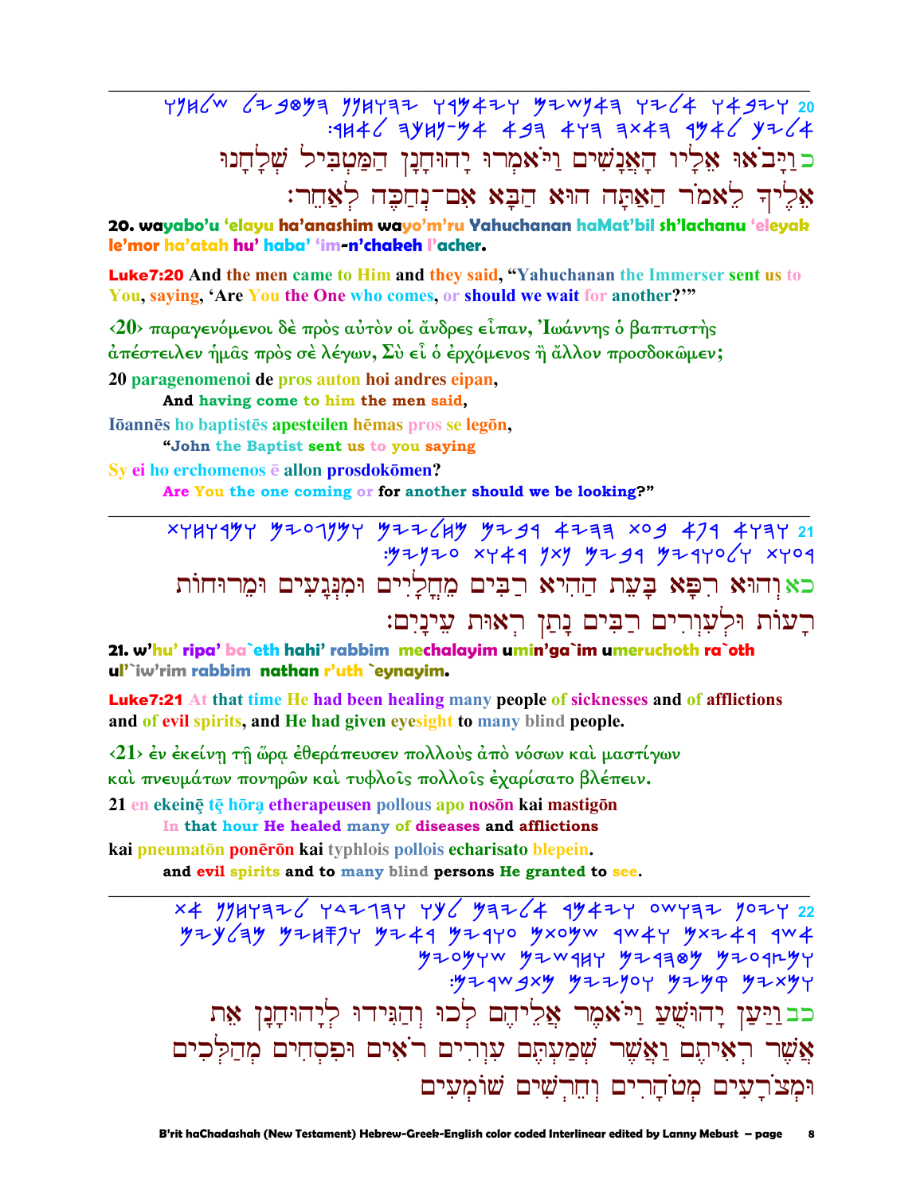20 ויבאו אליו האנשים ויאמרו יהוחנן המטביל שלחנו אליך לאמר האתה הוא הבא אם־נחכה לאחר׃

כ וַיָּבֹאוּ אֵלָיו הָאֲנָשִׁים וַיֹּאמְרוּ יָהוּחָנָן הַמַּטְבִּיל שְׁלָחָנוּ אֵלֶיךָ לֵאמֹר הַאַתָּה הוּא הַבָּא אִם־נְחַכֶּה לְאַחֵר׃

**20. wayabo'u 'elayu ha'anashim wayo'm'ru Yahuchanan haMat'bil sh'lachanu 'eleyak le'mor ha'atah hu' haba' 'im-n'chakeh l'acher.**

**Luke7:20** And the men came to Him and they said, "Yahuchanan the Immerser sent us to You, saying, 'Are You the One who comes, or should we wait for another?'"

‹20› παραγενόμενοι δὲ πρὸς αὐτὸν οἱ ἄνδρες εἶπαν, Ἰωάννης ὁ βαπτιστὴς ἀπέστειλεν ἡμᾶς πρὸς σὲ λέγων, Σὺ εἶ ὁ ἐρχόμενος ἢ ἄλλον προσδοκῶμεν;

20 paragenomenoi de pros auton hoi andres eipan,
**And having come to him the men said,**

Iōannēs ho baptistēs apesteilen hēmas pros se legōn,
**"John the Baptist sent us to you saying**

Sy ei ho erchomenos ē allon prosdokōmen?
**Are You the one coming or for another should we be looking?"**

---

21 והוא רפא בעת ההיא רבים מחלים ומנגעים ומרוחות רעות ולעורים רבים נתן ראות עינים׃

כא וְהוּא רִפָּא בָּעֵת הַהִיא רַבִּים מֵחֳלָיִים וּמִנְּגָעִים וּמֵרוּחוֹת רָעוֹת וּלְעִוְרִים רַבִּים נָתַן רְאוּת עֵינָיִם׃

**21. w'hu' ripa' ba`eth hahi' rabbim mechalayim umin'ga`im umeruchoth ra`oth ul'`iw'rim rabbim nathan r'uth `eynayim.**

**Luke7:21** At that time He had been healing many people of sicknesses and of afflictions and of evil spirits, and He had given eyesight to many blind people.

‹21› ἐν ἐκείνῃ τῇ ὥρᾳ ἐθεράπευσεν πολλοὺς ἀπὸ νόσων καὶ μαστίγων καὶ πνευμάτων πονηρῶν καὶ τυφλοῖς πολλοῖς ἐχαρίσατο βλέπειν.

21 en ekeinē tē hōra etherapeusen pollous apo nosōn kai mastigōn
**In that hour He healed many of diseases and afflictions**

kai pneumatōn ponērōn kai typhlois pollois echarisato blepein.
**and evil spirits and to many blind persons He granted to see.**

---

22 ויען יהושע ויאמר אליהם לכו והגידו ליהוחנן את אשר ראיתם ואשר שמעתם עורים ראים ופסחים מהלכים ומצרעים מטהרים וחרשים שומעים ומתים קמים ועניים מתבשרים׃

כב וַיַּעַן יָהוּשַׁע וַיֹּאמֶר אֲלֵיהֶם לְכוּ וְהַגִּידוּ לְיָהוּחָנָן אֵת אֲשֶׁר רְאִיתֶם וַאֲשֶׁר שְׁמַעְתֶּם עִוְרִים רֹאִים וּפִסְחִים מְהַלְּכִים וּמְצֹרָעִים מְטֹהָרִים וְחֵרְשִׁים שׁוֹמְעִים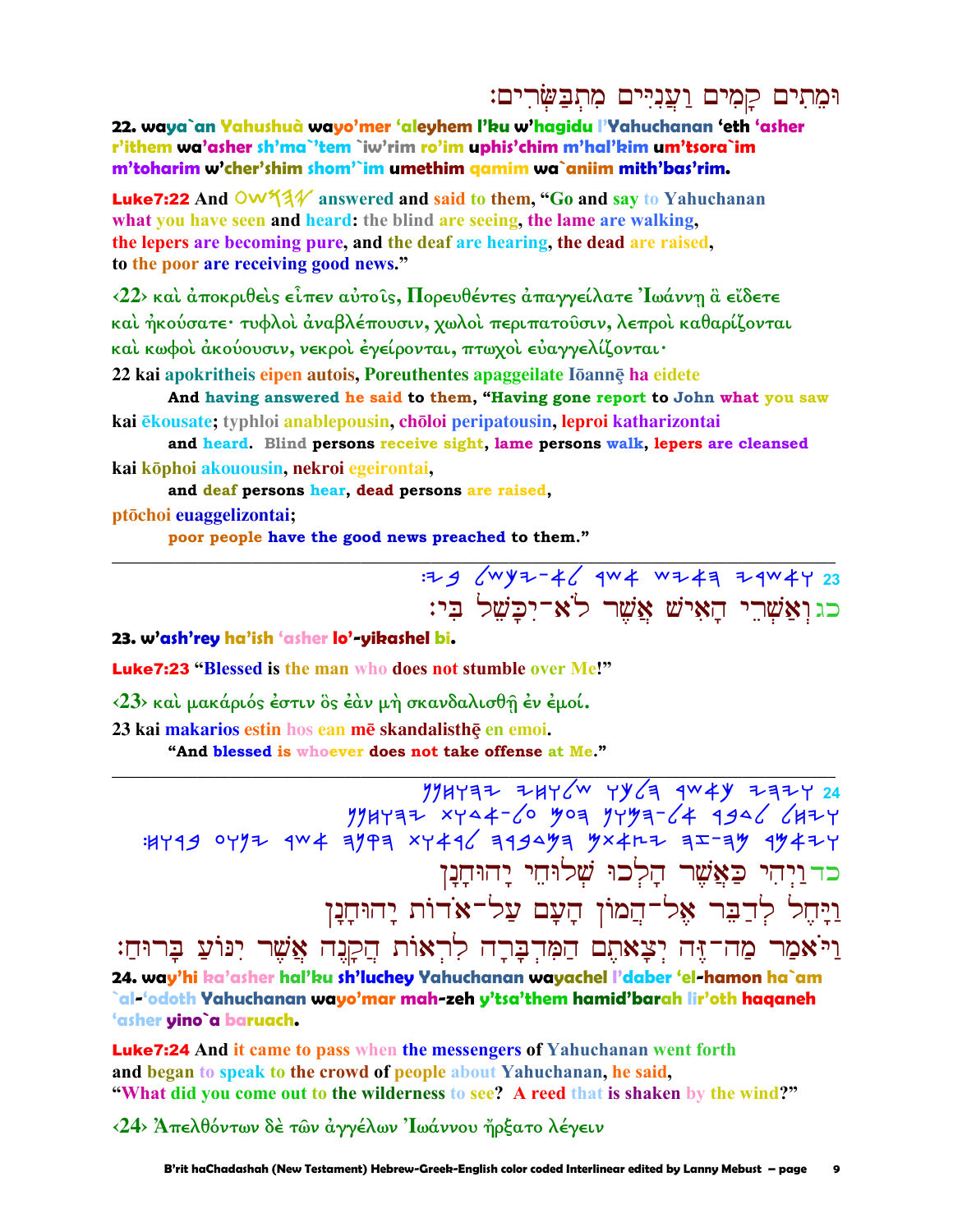וּמֵתִים קָמִים וַעֲנִיִּים מִתְבַּשְּׂרִים׃

**22. waya`an Yahushuà wayo'mer 'aleyhem l'ku w'hagidu l'Yahuchanan 'eth 'asher r'ithem wa'asher sh'ma`'tem `iw'rim ro'im uphis'chim m'hal'kim um'tsora`im m'toharim w'cher'shim shom'`im umethim qamim wa`aniim mith'bas'rim.**

**Luke7:22** And OW𐤔𐤄𐤉 answered and said to them, "Go and say to Yahuchanan what you have seen and heard: the blind are seeing, the lame are walking, the lepers are becoming pure, and the deaf are hearing, the dead are raised, to the poor are receiving good news."

‹22› καὶ ἀποκριθεὶς εἶπεν αὐτοῖς, Πορευθέντες ἀπαγγείλατε Ἰωάννῃ ἃ εἴδετε καὶ ἠκούσατε· τυφλοὶ ἀναβλέπουσιν, χωλοὶ περιπατοῦσιν, λεπροὶ καθαρίζονται καὶ κωφοὶ ἀκούουσιν, νεκροὶ ἐγείρονται, πτωχοὶ εὐαγγελίζονται·

22 kai apokritheis eipen autois, Poreuthentes apaggeilate Iōannē ha eidete
　And having answered he said to them, "Having gone report to John what you saw
kai ēkousate; typhloi anablepousin, chōloi peripatousin, leproi katharizontai
　and heard. Blind persons receive sight, lame persons walk, lepers are cleansed
kai kōphoi akouousin, nekroi egeirontai,
　and deaf persons hear, dead persons are raised,
ptōchoi euaggelizontai;
　poor people have the good news preached to them."

---

23 𐤅𐤀𐤔𐤓𐤉 𐤄𐤀𐤉𐤔 𐤀𐤔𐤓 𐤋𐤀-𐤉𐤊𐤔𐤋 𐤁𐤉׃

כג וְאַשְׁרֵי הָאִישׁ אֲשֶׁר לֹא־יִכָּשֵׁל בִּי׃

**23. w'ash'rey ha'ish 'asher lo'-yikashel bi.**

**Luke7:23** "Blessed is the man who does not stumble over Me!"

‹23› καὶ μακάριός ἐστιν ὃς ἐὰν μὴ σκανδαλισθῇ ἐν ἐμοί.

23 kai makarios estin hos ean mē skandalisthē en emoi.
　"And blessed is whoever does not take offense at Me."

---

24 𐤅𐤉𐤄𐤉 𐤊𐤀𐤔𐤓 𐤄𐤋𐤊𐤅 𐤔𐤋𐤅𐤇𐤉 𐤉𐤄𐤅𐤇𐤍𐤍
𐤅𐤉𐤇𐤋 𐤋𐤃𐤁𐤓 𐤀𐤋-𐤄𐤌𐤅𐤍 𐤄𐤏𐤌 𐤏𐤋-𐤀𐤃𐤅𐤕 𐤉𐤄𐤅𐤇𐤍𐤍
𐤅𐤉𐤀𐤌𐤓 𐤌𐤄-𐤆𐤄 𐤉𐤑𐤀𐤕𐤌 𐤄𐤌𐤃𐤁𐤓𐤄 𐤋𐤓𐤀𐤅𐤕 𐤄𐤒𐤍𐤄 𐤀𐤔𐤓 𐤉𐤍𐤅𐤏 𐤁𐤓𐤅𐤇׃

כד וַיְהִי כַּאֲשֶׁר הָלְכוּ שְׁלוּחֵי יָהוּחָנָן
וַיָּחֶל לְדַבֵּר אֶל־הֲמוֹן הָעָם עַל־אֹדוֹת יָהוּחָנָן
וַיֹּאמַר מַה־זֶּה יְצָאתֶם הַמִּדְבָּרָה לִרְאוֹת הַקָּנֶה אֲשֶׁר יִנּוֹעַ בָּרוּחַ׃

**24. way'hi ka'asher hal'ku sh'luchey Yahuchanan wayachel l'daber 'el-hamon ha`am `al-'odoth Yahuchanan wayo'mar mah-zeh y'tsa'them hamid'barah lir'oth haqaneh 'asher yino`a baruach.**

**Luke7:24** And it came to pass when the messengers of Yahuchanan went forth and began to speak to the crowd of people about Yahuchanan, he said, "What did you come out to the wilderness to see? A reed that is shaken by the wind?"

‹24› Ἀπελθόντων δὲ τῶν ἀγγέλων Ἰωάννου ἤρξατο λέγειν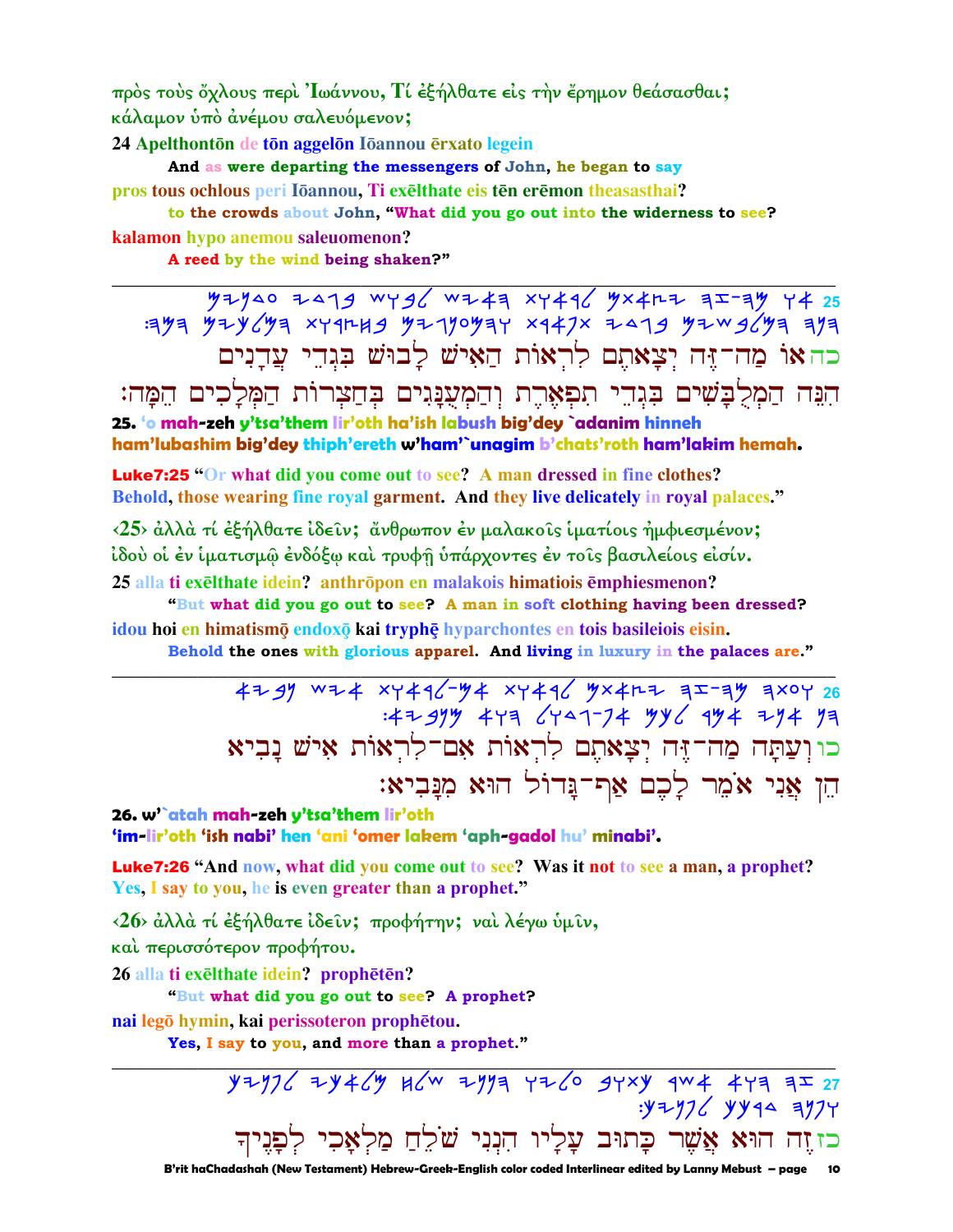πρὸς τοὺς ὄχλους περὶ Ἰωάννου, Τί ἐξήλθατε εἰς τὴν ἔρημον θεάσασθαι; κάλαμον ὑπὸ ἀνέμου σαλευόμενον;

24 Apelthontōn de tōn aggelōn Iōannou ērxato legein

And as were departing the messengers of John, he began to say

pros tous ochlous peri Iōannou, Ti exēlthate eis tēn erēmon theasasthai?

to the crowds about John, "What did you go out into the widerness to see?

kalamon hypo anemou saleuomenon?

A reed by the wind being shaken?"

---

כה או מַה־זֶּה יְצָאתֶם לִרְאוֹת הָאִישׁ לָבוּשׁ בִּגְדֵי עֲדָנִים הִנֵּה הַמְלֻבָּשִׁים בִּגְדֵי תִפְאֶרֶת וְהַמְעֻנָּגִים בְּחַצְרוֹת הַמְּלָכִים הֵמָּה:

25. 'o mah-zeh y'tsa'them lir'oth ha'ish labush big'dey `adanim hinneh ham'lubashim big'dey thiph'ereth w'ham'`unagim b'chats'roth ham'lakim hemah.

Luke7:25 "Or what did you come out to see? A man dressed in fine clothes? Behold, those wearing fine royal garment. And they live delicately in royal palaces."

‹25› ἀλλὰ τί ἐξήλθατε ἰδεῖν; ἄνθρωπον ἐν μαλακοῖς ἱματίοις ἠμφιεσμένον; ἰδοὺ οἱ ἐν ἱματισμῷ ἐνδόξῳ καὶ τρυφῇ ὑπάρχοντες ἐν τοῖς βασιλείοις εἰσίν.

25 alla ti exēlthate idein? anthrōpon en malakois himatiois ēmphiesmenon?

"But what did you go out to see? A man in soft clothing having been dressed?

idou hoi en himatismō endoxō kai tryphē hyparchontes en tois basileiois eisin.

Behold the ones with glorious apparel. And living in luxury in the palaces are."

---

כו וְעַתָּה מַה־זֶּה יְצָאתֶם לִרְאוֹת אִם־לִרְאוֹת אִישׁ נָבִיא הֵן אֲנִי אֹמֵר לָכֶם אַף־גָּדוֹל הוּא מִנָּבִיא:

26. w'`atah mah-zeh y'tsa'them lir'oth 'im-lir'oth 'ish nabi' hen 'ani 'omer lakem 'aph-gadol hu' minabi'.

Luke7:26 "And now, what did you come out to see? Was it not to see a man, a prophet? Yes, I say to you, he is even greater than a prophet."

‹26› ἀλλὰ τί ἐξήλθατε ἰδεῖν; προφήτην; ναὶ λέγω ὑμῖν, καὶ περισσότερον προφήτου.

26 alla ti exēlthate idein? prophētēn?

"But what did you go out to see? A prophet?

nai legō hymin, kai perissoteron prophētou.

Yes, I say to you, and more than a prophet."

---

כז זֶה הוּא אֲשֶׁר כָּתוּב עָלָיו הִנְנִי שֹׁלֵחַ מַלְאָכִי לְפָנֶיךָ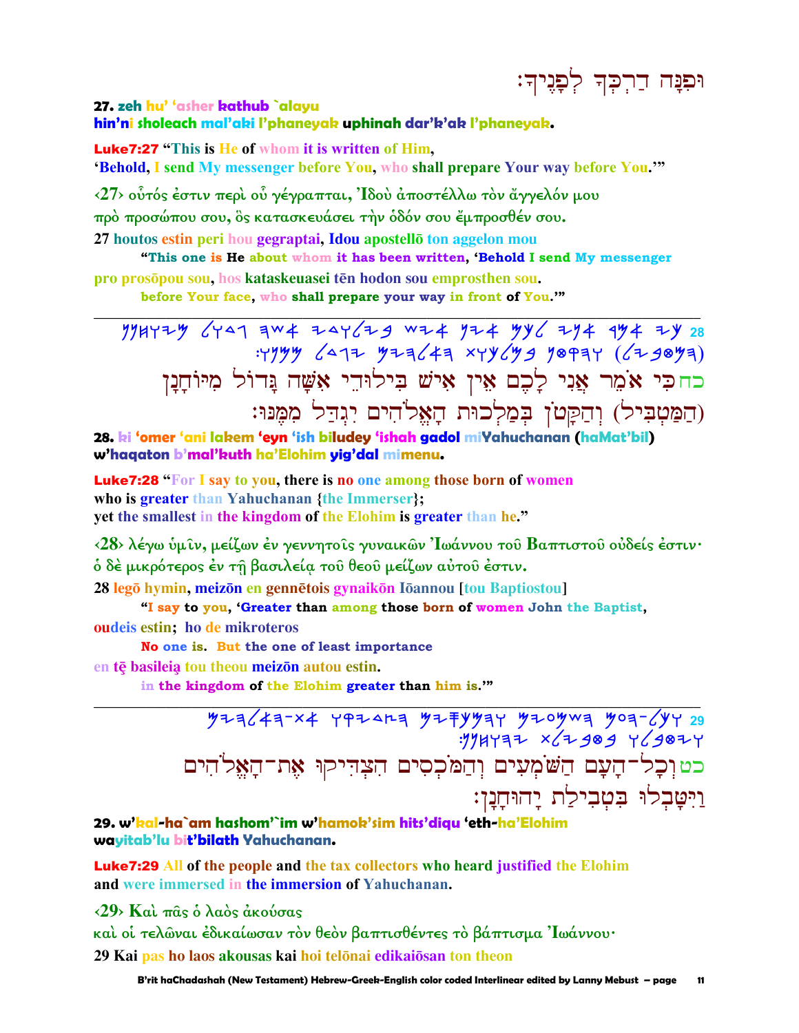וּפִנָּה דַרְכְּךָ לְפָנֶיךָ׃

**27. zeh hu' 'asher kathub `alayu**
**hin'ni sholeach mal'aki l'phaneyak uphinah dar'k'ak l'phaneyak.**

**Luke7:27 "This is He of whom it is written of Him,**
**'Behold, I send My messenger before You, who shall prepare Your way before You.'"**

‹27› οὗτός ἐστιν περὶ οὗ γέγραπται, Ἰδοὺ ἀποστέλλω τὸν ἄγγελόν μου
πρὸ προσώπου σου, ὃς κατασκευάσει τὴν ὁδόν σου ἔμπροσθέν σου.

27 houtos estin peri hou gegraptai, Idou apostellō ton aggelon mou
"This one is He about whom it has been written, 'Behold I send My messenger
pro prosōpou sou, hos kataskeuasei tēn hodon sou emprosthen sou.
before Your face, who shall prepare your way in front of You.'"

---

28 כח כִּי אֹמֵר אֲנִי לָכֶם אֵין אִישׁ בִּילוּדֵי אִשָּׁה גָּדוֹל מִיּוֹחָנָן
(הַמַּטְבִּיל) וְהַקָּטֹן בְּמַלְכוּת הָאֱלֹהִים יִגְדַּל מִמֶּנּוּ׃

**28. ki 'omer 'ani lakem 'eyn 'ish biludey 'ishah gadol miYahuchanan (haMat'bil)**
**w'haqaton b'mal'kuth ha'Elohim yig'dal mimenu.**

**Luke7:28 "For I say to you, there is no one among those born of women**
**who is greater than Yahuchanan {the Immerser};**
**yet the smallest in the kingdom of the Elohim is greater than he."**

‹28› λέγω ὑμῖν, μείζων ἐν γεννητοῖς γυναικῶν Ἰωάννου τοῦ Βαπτιστοῦ οὐδείς ἐστιν·
ὁ δὲ μικρότερος ἐν τῇ βασιλείᾳ τοῦ θεοῦ μείζων αὐτοῦ ἐστιν.

28 legō hymin, meizōn en gennētois gynaikōn Iōannou [tou Baptiostou]
"I say to you, 'Greater than among those born of women John the Baptist,
oudeis estin; ho de mikroteros
No one is. But the one of least importance
en tē basileią tou theou meizōn autou estin.
in the kingdom of the Elohim greater than him is.'"

---

29 כט וְכָל־הָעָם הַשֹּׁמְעִים וְהַמֹּכְסִים הִצְדִּיקוּ אֶת־הָאֱלֹהִים
וַיִּטָּבְלוּ בִּטְבִילַת יָהוּחָנָן׃

**29. w'kal-ha`am hashom'`im w'hamok'sim hits'diqu 'eth-ha'Elohim**
**wayitab'lu bit'bilath Yahuchanan.**

**Luke7:29 All of the people and the tax collectors who heard justified the Elohim**
**and were immersed in the immersion of Yahuchanan.**

‹29› Καὶ πᾶς ὁ λαὸς ἀκούσας
καὶ οἱ τελῶναι ἐδικαίωσαν τὸν θεὸν βαπτισθέντες τὸ βάπτισμα Ἰωάννου·

29 Kai pas ho laos akousas kai hoi telōnai edikaiōsan ton theon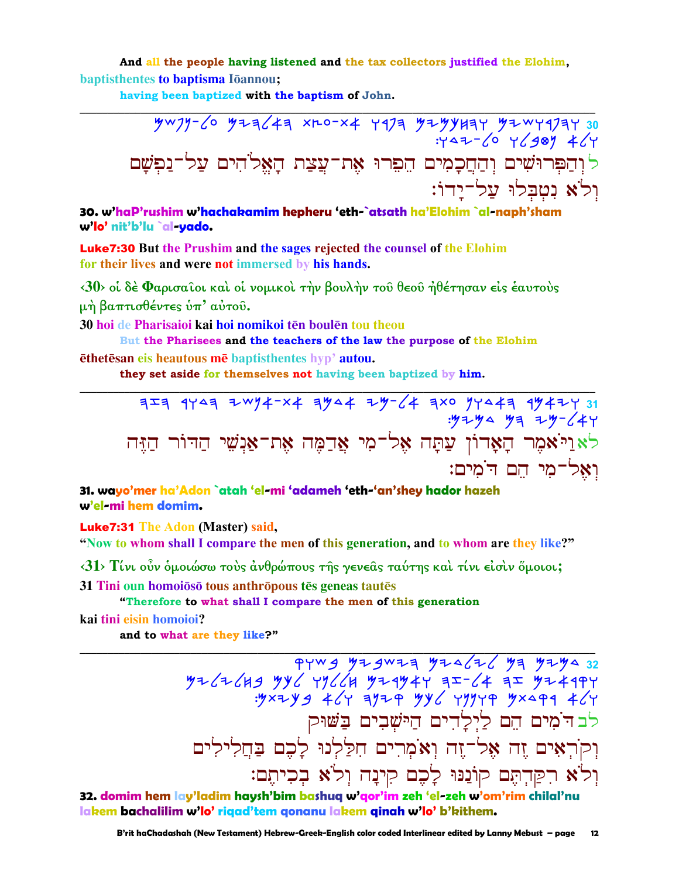And all the people having listened and the tax collectors justified the Elohim,
baptisthentes to baptisma Iōannou;
having been baptized with the baptism of John.

---

ל וְהַפְּרוּשִׁים וְהַחֲכָמִים הֵפֵרוּ אֶת־עֲצַת הָאֱלֹהִים עַל־נַפְשָׁם וְלֹא נִטְבְּלוּ עַל־יָדוֹ׃

**30. w'haP'rushim w'hachakamim hepheru 'eth-`atsath ha'Elohim `al-naph'sham w'lo' nit'b'lu `al-yado.**

**Luke7:30** But the Prushim and the sages rejected the counsel of the Elohim for their lives and were not immersed by his hands.

‹30› οἱ δὲ Φαρισαῖοι καὶ οἱ νομικοὶ τὴν βουλὴν τοῦ θεοῦ ἠθέτησαν εἰς ἑαυτοὺς μὴ βαπτισθέντες ὑπ' αὐτοῦ.

30 hoi de Pharisaioi kai hoi nomikoi tēn boulēn tou theou
But the Pharisees and the teachers of the law the purpose of the Elohim
ēthetēsan eis heautous mē baptisthentes hyp' autou.
they set aside for themselves not having been baptized by him.

---

לא וַיֹּאמֶר הָאָדוֹן עַתָּה אֶל־מִי אֲדַמֶּה אֶת־אַנְשֵׁי הַדּוֹר הַזֶּה וְאֶל־מִי הֵם דֹּמִים׃

**31. wayo'mer ha'Adon `atah 'el-mi 'adameh 'eth-'an'shey hador hazeh w'el-mi hem domim.**

**Luke7:31** The Adon (Master) said,
"Now to whom shall I compare the men of this generation, and to whom are they like?"

‹31› Τίνι οὖν ὁμοιώσω τοὺς ἀνθρώπους τῆς γενεᾶς ταύτης καὶ τίνι εἰσὶν ὅμοιοι;

31 Tini oun homoiōsō tous anthrōpous tēs geneas tautēs
"Therefore to what shall I compare the men of this generation
kai tini eisin homoioi?
and to what are they like?"

---

לב דֹּמִים הֵם לַיְלָדִים הַיֹּשְׁבִים בַּשּׁוּק וְקֹרְאִים זֶה אֶל־זֶה וְאֹמְרִים חִלַּלְנוּ לָכֶם בַּחֲלִילִים וְלֹא רִקַּדְתֶּם קוֹנַנּוּ לָכֶם קִינָה וְלֹא בְכִיתֶם׃

**32. domim hem lay'ladim haysh'bim bashuq w'qor'im zeh 'el-zeh w'om'rim chilal'nu lakem bachalilim w'lo' riqad'tem qonanu lakem qinah w'lo' b'kithem.**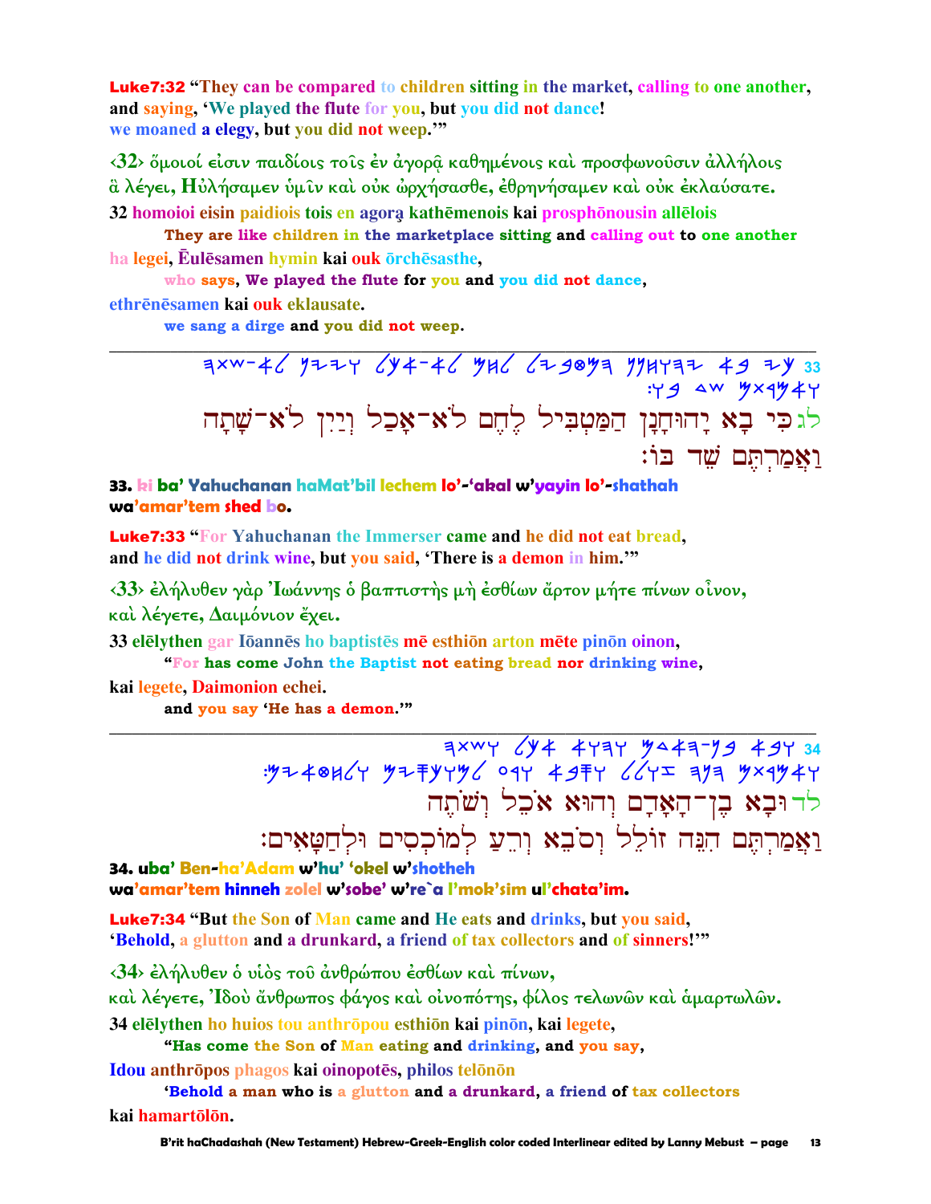**Luke7:32** "They can be compared to children sitting in the market, calling to one another, and saying, 'We played the flute for you, but you did not dance! we moaned a elegy, but you did not weep.'"

‹32› ὅμοιοί εἰσιν παιδίοις τοῖς ἐν ἀγορᾷ καθημένοις καὶ προσφωνοῦσιν ἀλλήλοις ἃ λέγει, Ηὐλήσαμεν ὑμῖν καὶ οὐκ ὠρχήσασθε, ἐθρηνήσαμεν καὶ οὐκ ἐκλαύσατε.

32 homoioi eisin paidiois tois en agorą kathēmenois kai prosphōnousin allēlois

They are like children in the marketplace sitting and calling out to one another

ha legei, Ēulēsamen hymin kai ouk ōrchēsasthe,

who says, We played the flute for you and you did not dance,

ethrēnēsamen kai ouk eklausate.

we sang a dirge and you did not weep.

---

33 כי בא יהוחנן המטביל לחם לא־אכל ויין לא־שתה ואמרתם שד בו׃

לג כִּי בָא יָהוּחָנָן הַמַּטְבִּיל לֶחֶם לֹא־אָכַל וְיַיִן לֹא־שָׁתָה וַאֲמַרְתֶּם שֵׁד בּוֹ׃

**33. ki ba' Yahuchanan haMat'bil lechem lo'-'akal w'yayin lo'-shathah wa'amar'tem shed bo.**

**Luke7:33** "For Yahuchanan the Immerser came and he did not eat bread, and he did not drink wine, but you said, 'There is a demon in him.'"

‹33› ἐλήλυθεν γὰρ Ἰωάννης ὁ βαπτιστὴς μὴ ἐσθίων ἄρτον μήτε πίνων οἶνον, καὶ λέγετε, Δαιμόνιον ἔχει.

33 elēlythen gar Iōannēs ho baptistēs mē esthiōn arton mēte pinōn oinon,

"For has come John the Baptist not eating bread nor drinking wine,

kai legete, Daimonion echei.

and you say 'He has a demon.'"

---

34 ובא בן־האדם והוא אכל ושתה ואמרתם הנה זולל וסבא ורע למוכסים ולחטאים׃

לד וּבָא בֶן־הָאָדָם וְהוּא אֹכֵל וְשֹׁתֶה וַאֲמַרְתֶּם הִנֵּה זוֹלֵל וְסֹבֵא וְרֵעַ לְמוֹכְסִים וּלְחַטָּאִים׃

**34. uba' Ben-ha'Adam w'hu' 'okel w'shotheh wa'amar'tem hinneh zolel w'sobe' w're`a l'mok'sim ul'chata'im.**

**Luke7:34** "But the Son of Man came and He eats and drinks, but you said, 'Behold, a glutton and a drunkard, a friend of tax collectors and of sinners!'"

‹34› ἐλήλυθεν ὁ υἱὸς τοῦ ἀνθρώπου ἐσθίων καὶ πίνων, καὶ λέγετε, Ἰδοὺ ἄνθρωπος φάγος καὶ οἰνοπότης, φίλος τελωνῶν καὶ ἁμαρτωλῶν.

34 elēlythen ho huios tou anthrōpou esthiōn kai pinōn, kai legete,

"Has come the Son of Man eating and drinking, and you say,

Idou anthrōpos phagos kai oinopotēs, philos telōnōn

'Behold a man who is a glutton and a drunkard, a friend of tax collectors

kai hamartōlōn.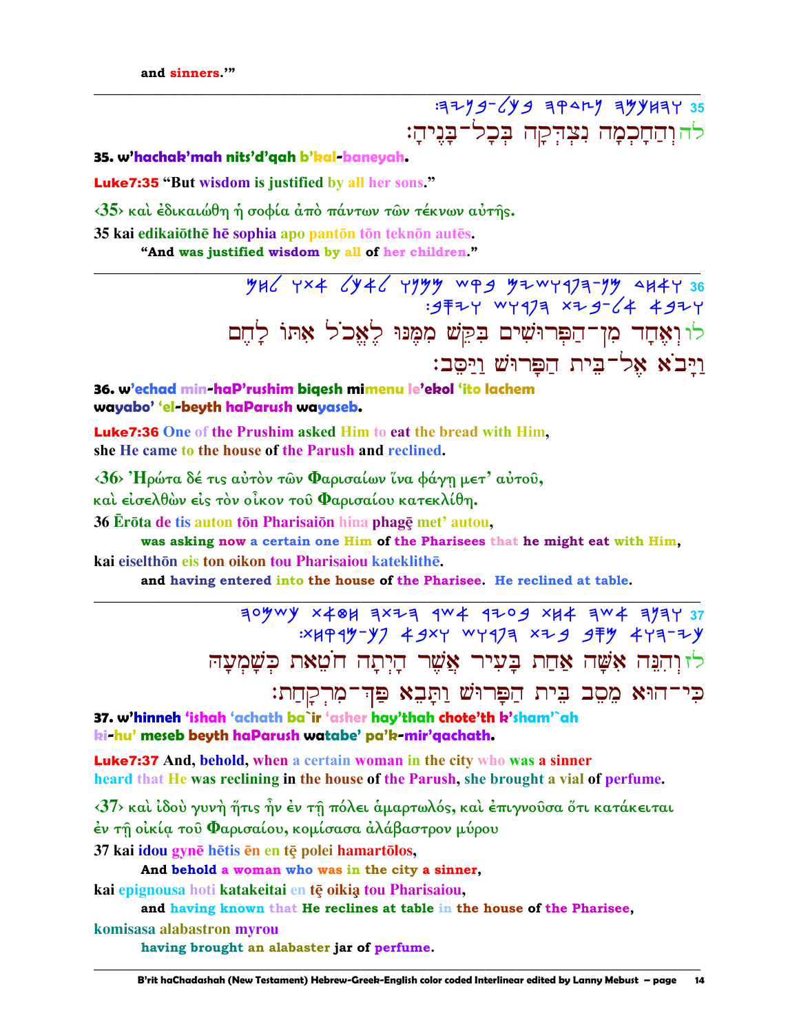and **sinners.'"**

---

35 𐤅𐤄𐤇𐤊𐤌𐤄 𐤍𐤑𐤃𐤒𐤄 𐤁𐤊𐤋-𐤁𐤍𐤉𐤄:

לה וְהַחָכְמָה נִצְדְּקָה בְּכָל־בָּנֶיהָ׃

**35. w'hachak'mah nits'd'qah b'kal-baneyah.**

**Luke7:35** "But wisdom is justified by all her sons."

‹35› καὶ ἐδικαιώθη ἡ σοφία ἀπὸ πάντων τῶν τέκνων αὐτῆς.

**35 kai edikaiōthē hē sophia apo pantōn tōn teknōn autēs.**

**"And was justified wisdom by all of her children."**

---

36 𐤅𐤀𐤇𐤃 𐤌𐤍-𐤄𐤐𐤓𐤅𐤔𐤉𐤌 𐤁𐤒𐤔 𐤌𐤌𐤍𐤅 𐤋𐤀𐤊𐤋 𐤀𐤕𐤅 𐤋𐤇𐤌 𐤅𐤉𐤁𐤀 𐤀𐤋-𐤁𐤉𐤕 𐤄𐤐𐤓𐤅𐤔 𐤅𐤉𐤎𐤁:

לו וְאֶחָד מִן־הַפְּרוּשִׁים בִּקֵּשׁ מִמֶּנּוּ לֶאֱכֹל אִתּוֹ לָחֶם וַיָּבֹא אֶל־בֵּית הַפָּרוּשׁ וַיֵּסֵב׃

**36. w'echad min-haP'rushim biqesh mimenu le'ekol 'ito lachem wayabo' 'el-beyth haParush wayaseb.**

**Luke7:36** One of the Prushim asked Him to eat the bread with Him, she He came to the house of the Parush and reclined.

‹36› Ἠρώτα δέ τις αὐτὸν τῶν Φαρισαίων ἵνα φάγῃ μετ' αὐτοῦ, καὶ εἰσελθὼν εἰς τὸν οἶκον τοῦ Φαρισαίου κατεκλίθη.

**36 Ērōta de tis auton tōn Pharisaiōn hina phagę met' autou,**

**was asking now a certain one Him of the Pharisees that he might eat with Him,**

**kai eiselthōn eis ton oikon tou Pharisaiou kateklithē.**

**and having entered into the house of the Pharisee. He reclined at table.**

---

37 𐤅𐤄𐤍𐤄 𐤀𐤔𐤄 𐤀𐤇𐤕 𐤁𐤏𐤉𐤓 𐤀𐤔𐤓 𐤄𐤉𐤕𐤄 𐤇𐤈𐤀𐤕 𐤊𐤔𐤌𐤏𐤄 𐤊𐤉-𐤄𐤅𐤀 𐤌𐤎𐤁 𐤁𐤉𐤕 𐤄𐤐𐤓𐤅𐤔 𐤅𐤕𐤁𐤀 𐤐𐤊-𐤌𐤓𐤒𐤇𐤕:

לז וְהִנֵּה אִשָּׁה אַחַת בָּעִיר אֲשֶׁר הָיְתָה חֹטֵאת כְּשָׁמְעָהּ כִּי־הוּא מֵסֵב בֵּית הַפָּרוּשׁ וַתָּבֵא פַּךְ־מִרְקַחַת׃

**37. w'hinneh 'ishah 'achath ba`ir 'asher hay'thah chote'th k'sham'`ah ki-hu' meseb beyth haParush watabe' pa'k-mir'qachath.**

**Luke7:37** And, behold, when a certain woman in the city who was a sinner heard that He was reclining in the house of the Parush, she brought a vial of perfume.

‹37› καὶ ἰδοὺ γυνὴ ἥτις ἦν ἐν τῇ πόλει ἁμαρτωλός, καὶ ἐπιγνοῦσα ὅτι κατάκειται ἐν τῇ οἰκίᾳ τοῦ Φαρισαίου, κομίσασα ἀλάβαστρον μύρου

**37 kai idou gynē hētis ēn en tē polei hamartōlos,**

**And behold a woman who was in the city a sinner,**

**kai epignousa hoti katakeitai en tē oikią tou Pharisaiou,**

**and having known that He reclines at table in the house of the Pharisee,**

**komisasa alabastron myrou**

**having brought an alabaster jar of perfume.**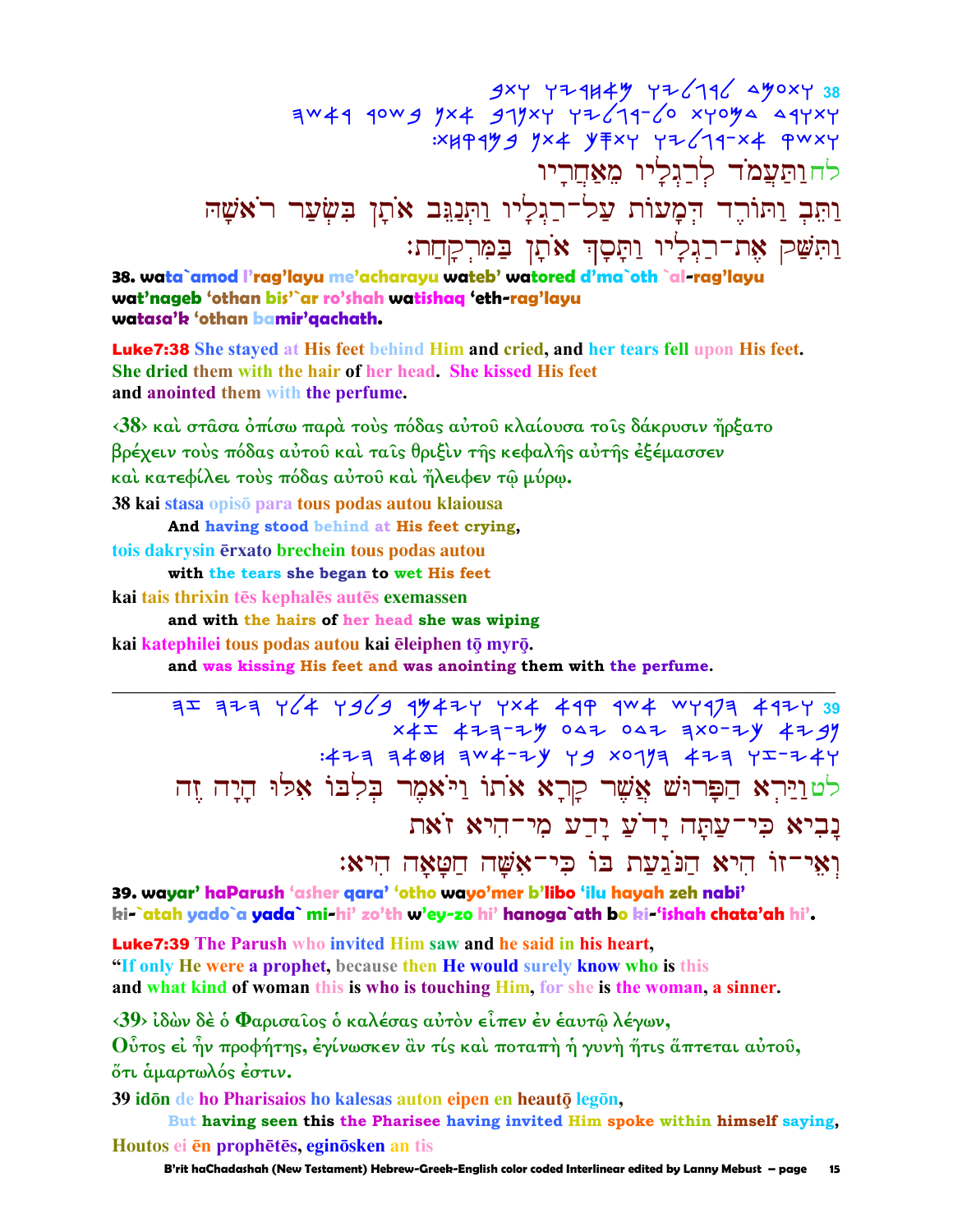38 ותעמד לרגליו מאחריו ותבך ותורד דמעות על־רגליו ותנגב אתן בשער ראשה ותשק את־רגליו ותסך אתן במרקחת׃

לחוַתַּעֲמֹד לְרַגְלָיו מֵאַחֲרָיו
וַתֵּבְךְּ וַתּוֹרֶד דְּמָעוֹת עַל־רַגְלָיו וַתְּנַגֵּב אֹתָן בִּשְׂעַר רֹאשָׁהּ
וַתִּשַּׁק אֶת־רַגְלָיו וַתָּסָךְ אֹתָן בַּמִּרְקַחַת׃

**38. wata`amod l'rag'layu me'acharayu wateb' watored d'ma`oth `al-rag'layu wat'nageb 'othan bis'`ar ro'shah watishaq 'eth-rag'layu watasa'k 'othan bamir'qachath.**

**Luke7:38** She stayed at His feet behind Him and cried, and her tears fell upon His feet. She dried them with the hair of her head. She kissed His feet and anointed them with the perfume.

‹38› καὶ στᾶσα ὀπίσω παρὰ τοὺς πόδας αὐτοῦ κλαίουσα τοῖς δάκρυσιν ἤρξατο βρέχειν τοὺς πόδας αὐτοῦ καὶ ταῖς θριξὶν τῆς κεφαλῆς αὐτῆς ἐξέμασσεν καὶ κατεφίλει τοὺς πόδας αὐτοῦ καὶ ἤλειφεν τῷ μύρῳ.

38 kai stasa opisō para tous podas autou klaiousa
**And having stood behind at His feet crying,**
tois dakrysin ērxato brechein tous podas autou
**with the tears she began to wet His feet**
kai tais thrixin tēs kephalēs autēs exemassen
**and with the hairs of her head she was wiping**
kai katephilei tous podas autou kai ēleiphen tō myrō.
**and was kissing His feet and was anointing them with the perfume.**

---

39 וירא הפרוש אשר קרא אתו ויאמר בלבו אלו היה זה נביא כי־עתה ידע ידע מי־היא זאת ואי־זו היא הנגעת בו כי־אשה חטאה היא׃

לטוַיַּרְא הַפָּרוּשׁ אֲשֶׁר קָרָא אֹתוֹ וַיֹּאמֶר בְּלִבּוֹ אִלּוּ הָיָה זֶה
נָבִיא כִּי־עַתָּה יָדֹעַ יָדַע מִי־הִיא זֹאת
וְאֵי־זוֹ הִיא הַנֹּגַעַת בּוֹ כִּי־אִשָּׁה חַטָּאָה הִיא׃

**39. wayar' haParush 'asher qara' 'otho wayo'mer b'libo 'ilu hayah zeh nabi' ki-`atah yado`a yada` mi-hi' zo'th w'ey-zo hi' hanoga`ath bo ki-'ishah chata'ah hi'.**

**Luke7:39** The Parush who invited Him saw and he said in his heart, "If only He were a prophet, because then He would surely know who is this and what kind of woman this is who is touching Him, for she is the woman, a sinner.

‹39› ἰδὼν δὲ ὁ Φαρισαῖος ὁ καλέσας αὐτὸν εἶπεν ἐν ἑαυτῷ λέγων, Οὗτος εἰ ἦν προφήτης, ἐγίνωσκεν ἂν τίς καὶ ποταπὴ ἡ γυνὴ ἥτις ἅπτεται αὐτοῦ, ὅτι ἁμαρτωλός ἐστιν.

39 idōn de ho Pharisaios ho kalesas auton eipen en heautō legōn,
**But having seen this the Pharisee having invited Him spoke within himself saying,**
Houtos ei ēn prophētēs, eginōsken an tis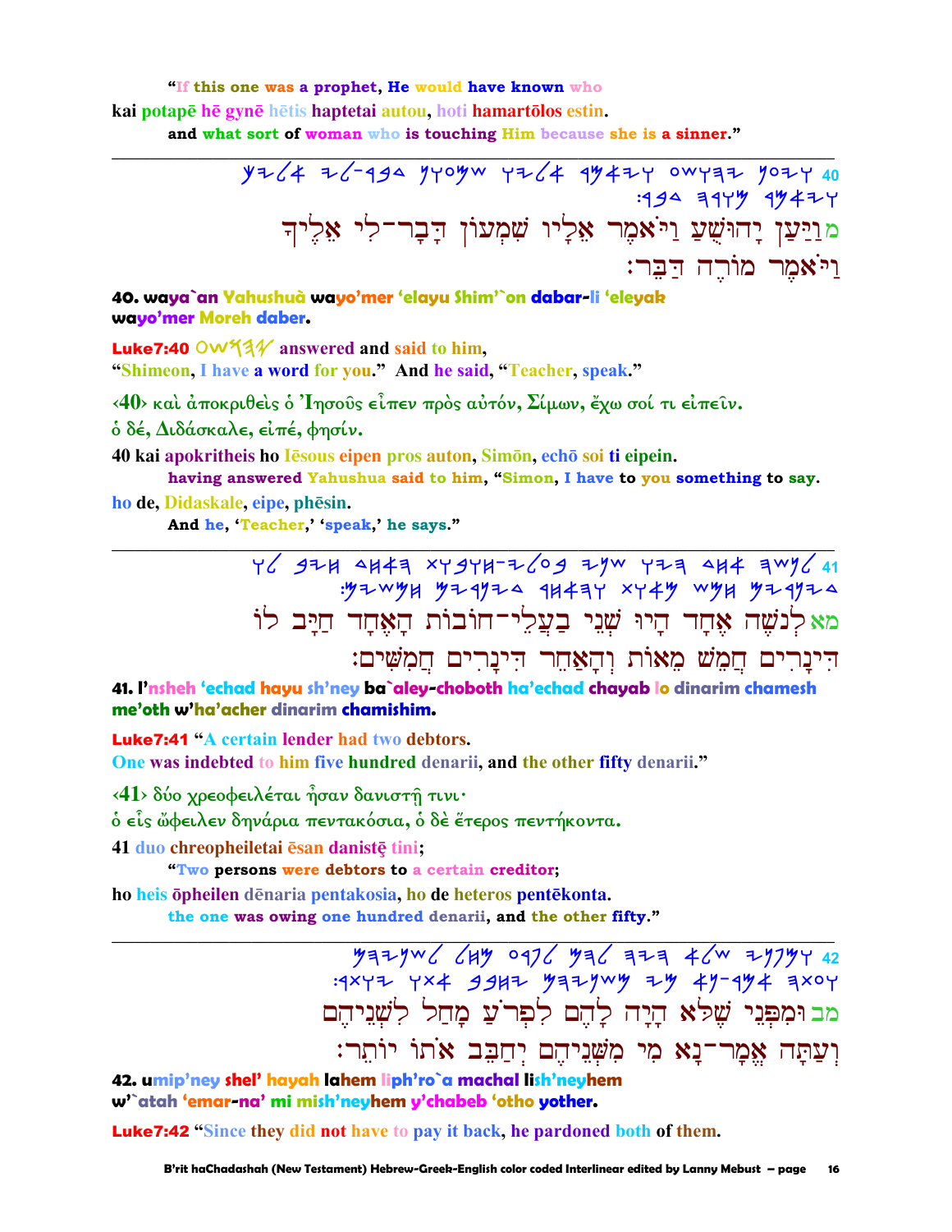"If this one was a prophet, He would have known who

kai potapē hē gynē hētis haptetai autou, hoti hamartōlos estin.

and what sort of woman who is touching Him because she is a sinner."

---

𐤅𐤉𐤏𐤍 𐤉𐤄𐤅𐤔𐤏 𐤅𐤉𐤀𐤌𐤓 𐤀𐤋𐤉𐤅 𐤔𐤌𐤏𐤅𐤍 𐤃𐤁𐤓-𐤋𐤉 𐤀𐤋𐤉𐤊 40
𐤅𐤉𐤀𐤌𐤓 𐤌𐤅𐤓𐤄 𐤃𐤁𐤓:

מוַיַּעַן יָהוּשֻׁעַ וַיֹּאמֶר אֵלָיו שִׁמְעוֹן דָּבָר־לִי אֵלֶיךָ
וַיֹּאמֶר מוֹרֶה דַּבֵּר:

**40. waya`an Yahushua wayo'mer 'elayu Shim'`on dabar-li 'eleyak wayo'mer Moreh daber.**

**Luke7:40** 𐤉𐤄𐤅𐤔𐤏 answered and said to him,
"Shimeon, I have a word for you." And he said, "Teacher, speak."

‹40› καὶ ἀποκριθεὶς ὁ Ἰησοῦς εἶπεν πρὸς αὐτόν, Σίμων, ἔχω σοί τι εἰπεῖν.
ὁ δέ, Διδάσκαλε, εἰπέ, φησίν.

40 kai apokritheis ho Iēsous eipen pros auton, Simōn, echō soi ti eipein.
**having answered Yahushua said to him, "Simon, I have to you something to say.**

ho de, Didaskale, eipe, phēsin.
**And he, 'Teacher,' 'speak,' he says."**

---

𐤋𐤍𐤔𐤄 𐤀𐤇𐤃 𐤄𐤉𐤅 𐤔𐤍𐤉 𐤁𐤏𐤋𐤉-𐤇𐤅𐤁𐤅𐤕 𐤄𐤀𐤇𐤃 𐤇𐤉𐤁 𐤋𐤅 41
𐤃𐤉𐤍𐤓𐤉𐤌 𐤇𐤌𐤔 𐤌𐤀𐤅𐤕 𐤅𐤄𐤀𐤇𐤓 𐤃𐤉𐤍𐤓𐤉𐤌 𐤇𐤌𐤔𐤉𐤌:

מאלְנֹשֶׁה אֶחָד הָיוּ שְׁנֵי בַעֲלֵי־חוֹבוֹת הָאֶחָד חַיָּב לוֹ
דִּינָרִים חֲמֵשׁ מֵאוֹת וְהָאַחֵר דִּינָרִים חֲמִשִּׁים:

**41. l'nsheh 'echad hayu sh'ney ba`aley-choboth ha'echad chayab lo dinarim chamesh me'oth w'ha'acher dinarim chamishim.**

**Luke7:41** "A certain lender had two debtors.
One was indebted to him five hundred denarii, and the other fifty denarii."

‹41› δύο χρεοφειλέται ἦσαν δανιστῇ τινι·
ὁ εἷς ὤφειλεν δηνάρια πεντακόσια, ὁ δὲ ἕτερος πεντήκοντα.

41 duo chreopheiletai ēsan danistē tini;
**"Two persons were debtors to a certain creditor;**

ho heis ōpheilen dēnaria pentakosia, ho de heteros pentēkonta.
**the one was owing one hundred denarii, and the other fifty."**

---

𐤅𐤌𐤐𐤍𐤉 𐤔𐤋𐤀 𐤄𐤉𐤄 𐤋𐤄𐤌 𐤋𐤐𐤓𐤏 𐤌𐤇𐤋 𐤋𐤔𐤍𐤉𐤄𐤌 42
𐤅𐤏𐤕𐤄 𐤀𐤌𐤓-𐤍𐤀 𐤌𐤉 𐤌𐤔𐤍𐤉𐤄𐤌 𐤉𐤇𐤁𐤁 𐤀𐤕𐤅 𐤉𐤅𐤕𐤓:

מבוּמִפְּנֵי שֶׁלֹּא הָיָה לָהֶם לִפְרֹעַ מָחַל לִשְׁנֵיהֶם
וְעַתָּה אֱמָר־נָא מִי מִשְּׁנֵיהֶם יְחַבֵּב אֹתוֹ יוֹתֵר:

**42. umip'ney shel' hayah lahem liph'ro`a machal lish'neyhem w'`atah 'emar-na' mi mish'neyhem y'chabeb 'otho yother.**

**Luke7:42** "Since they did not have to pay it back, he pardoned both of them.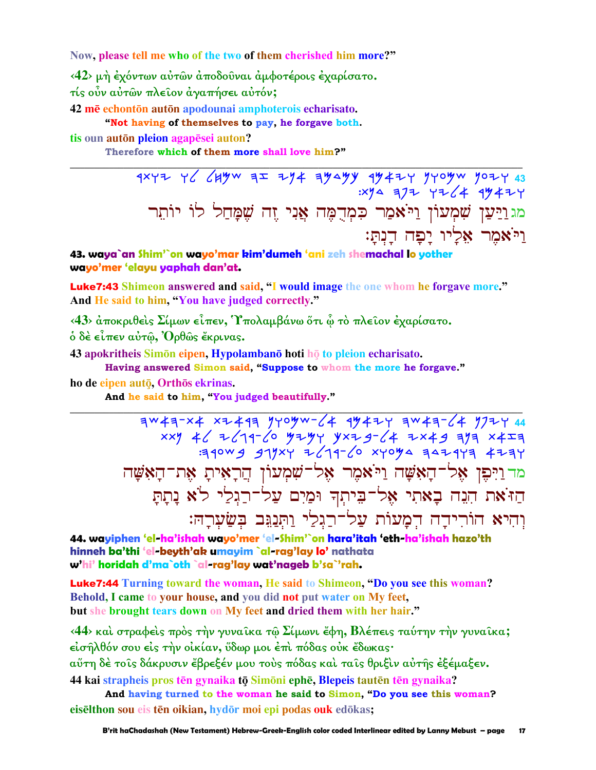Now, please tell me who of the two of them cherished him more?"

‹42› μὴ ἐχόντων αὐτῶν ἀποδοῦναι ἀμφοτέροις ἐχαρίσατο. τίς οὖν αὐτῶν πλεῖον ἀγαπήσει αὐτόν;

42 mē echontōn autōn apodounai amphoterois echarisato.
"Not having of themselves to pay, he forgave both.

tis oun autōn pleion agapēsei auton?
Therefore which of them more shall love him?"

---

מג וַיַּעַן שִׁמְעוֹן וַיֹּאמַר כִּמְדֻמֶּה אֲנִי זֶה שֶׁמָּחַל לוֹ יוֹתֵר
וַיֹּאמֶר אֵלָיו יָפֶה דָנְתָּ׃

**43. waya`an Shim'`on wayo'mar kim'dumeh 'ani zeh shemachal lo yother wayo'mer 'elayu yaphah dan'at.**

**Luke7:43** Shimeon answered and said, "I would image the one whom he forgave more." And He said to him, "You have judged correctly."

‹43› ἀποκριθεὶς Σίμων εἶπεν, Ὑπολαμβάνω ὅτι ᾧ τὸ πλεῖον ἐχαρίσατο. ὁ δὲ εἶπεν αὐτῷ, Ὀρθῶς ἔκρινας.

43 apokritheis Simōn eipen, Hypolambanō hoti hō to pleion echarisato.
Having answered Simon said, "Suppose to whom the more he forgave."

ho de eipen autō, Orthōs ekrinas.
And he said to him, "You judged beautifully."

---

מד וַיִּפֶן אֶל־הָאִשָּׁה וַיֹּאמֶר אֶל־שִׁמְעוֹן הֲרָאִיתָ אֶת־הָאִשָּׁה
הַזֹּאת הִנֵּה בָאתִי אֶל־בֵּיתְךָ וּמַיִם עַל־רַגְלַי לֹא נָתַתָּ
וְהִיא הוֹרִידָה דְמָעוֹת עַל־רַגְלַי וַתְּנַגֵּב בְּשַׂעְרָהּ׃

**44. wayiphen 'el-ha'ishah wayo'mer 'el-Shim'`on hara'itah 'eth-ha'ishah hazo'th hinneh ba'thi 'el-beyth'ak umayim `al-rag'lay lo' nathata w'hi' horidah d'ma`oth `al-rag'lay wat'nageb b'sa`'rah.**

**Luke7:44** Turning toward the woman, He said to Shimeon, "Do you see this woman? Behold, I came to your house, and you did not put water on My feet, but she brought tears down on My feet and dried them with her hair."

‹44› καὶ στραφεὶς πρὸς τὴν γυναῖκα τῷ Σίμωνι ἔφη, Βλέπεις ταύτην τὴν γυναῖκα; εἰσῆλθόν σου εἰς τὴν οἰκίαν, ὕδωρ μοι ἐπὶ πόδας οὐκ ἔδωκας· αὕτη δὲ τοῖς δάκρυσιν ἔβρεξέν μου τοὺς πόδας καὶ ταῖς θριξὶν αὐτῆς ἐξέμαξεν.

44 kai strapheis pros tēn gynaika tō Simōni ephē, Blepeis tautēn tēn gynaika?
And having turned to the woman he said to Simon, "Do you see this woman?

eisēlthon sou eis tēn oikian, hydōr moi epi podas ouk edōkas;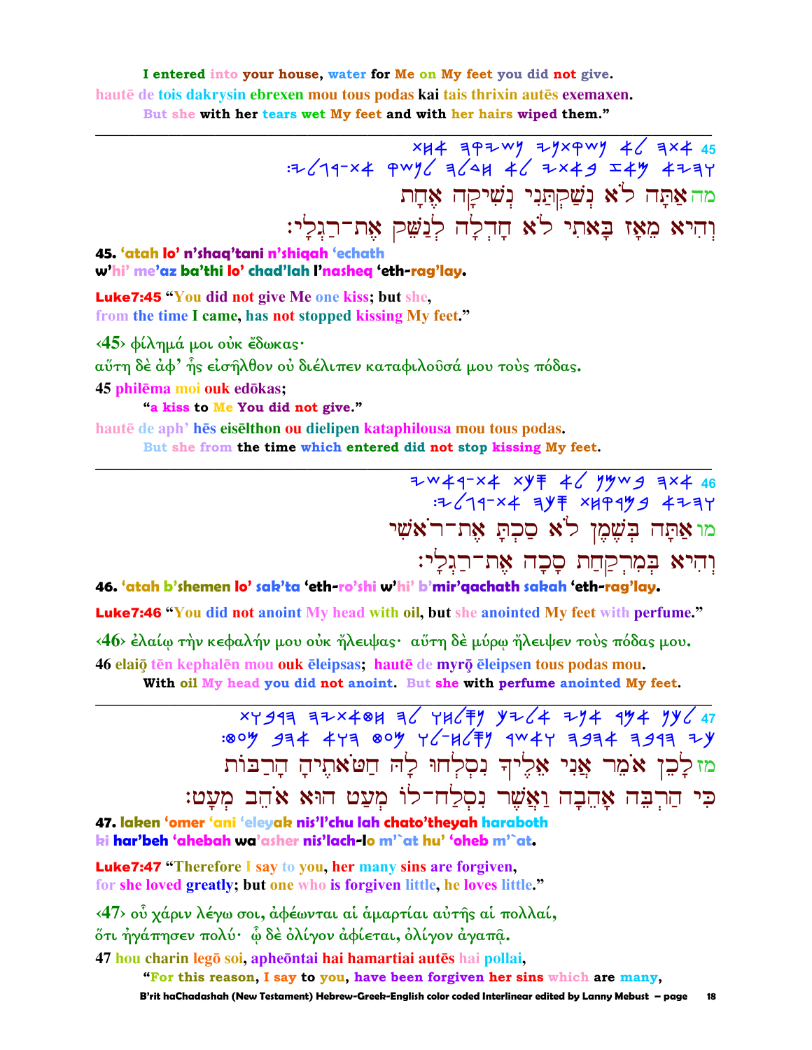I entered into your house, water for Me on My feet you did not give.

hautē de tois dakrysin ebrexen mou tous podas kai tais thrixin autēs exemaxen.

But she with her tears wet My feet and with her hairs wiped them."

---

מה אַתָּה לֹא נְשַׁקְתַּנִי נְשִׁיקָה אֶחָת
וְהִיא מֵאָז בָּאתִי לֹא חָדְלָה לְנַשֵּׁק אֶת־רַגְלָי׃

**45. 'atah lo' n'shaq'tani n'shiqah 'echath**
**w'hi' me'az ba'thi lo' chad'lah l'nasheq 'eth-rag'lay.**

**Luke7:45** "You did not give Me one kiss; but she, from the time I came, has not stopped kissing My feet."

‹45› φίλημά μοι οὐκ ἔδωκας·
αὕτη δὲ ἀφ' ἧς εἰσῆλθον οὐ διέλιπεν καταφιλοῦσά μου τοὺς πόδας.

45 philēma moi ouk edōkas;
"a kiss to Me You did not give."

hautē de aph' hēs eisēlthon ou dielipen kataphilousa mou tous podas.
But she from the time which entered did not stop kissing My feet.

---

מו אַתָּה בְּשֶׁמֶן לֹא סַכְתָּ אֶת־רֹאשִׁי
וְהִיא בְּמִרְקַחַת סָכָה אֶת־רַגְלָי׃

**46. 'atah b'shemen lo' sak'ta 'eth-ro'shi w'hi' b'mir'qachath sakah 'eth-rag'lay.**

**Luke7:46** "You did not anoint My head with oil, but she anointed My feet with perfume."

‹46› ἐλαίῳ τὴν κεφαλήν μου οὐκ ἤλειψας· αὕτη δὲ μύρῳ ἤλειψεν τοὺς πόδας μου.

46 elaiō tēn kephalēn mou ouk ēleipsas; hautē de myrō ēleipsen tous podas mou.
With oil My head you did not anoint. But she with perfume anointed My feet.

---

מז לָכֵן אֹמֵר אֲנִי אֵלֶיךָ נִסְלְחוּ לָהּ חַטֹּאתֶיהָ הָרַבּוֹת
כִּי הַרְבֵּה אָהֵבָה וַאֲשֶׁר נִסְלַח־לוֹ מְעַט הוּא אֹהֵב מְעָט׃

**47. laken 'omer 'ani 'eleyak nis'l'chu lah chato'theyah haraboth**
**ki har'beh 'ahebah wa'asher nis'lach-lo m'`at hu' 'oheb m'`at.**

**Luke7:47** "Therefore I say to you, her many sins are forgiven, for she loved greatly; but one who is forgiven little, he loves little."

‹47› οὗ χάριν λέγω σοι, ἀφέωνται αἱ ἁμαρτίαι αὐτῆς αἱ πολλαί,
ὅτι ἠγάπησεν πολύ· ᾧ δὲ ὀλίγον ἀφίεται, ὀλίγον ἀγαπᾷ.

47 hou charin legō soi, apheōntai hai hamartiai autēs hai pollai,
"For this reason, I say to you, have been forgiven her sins which are many,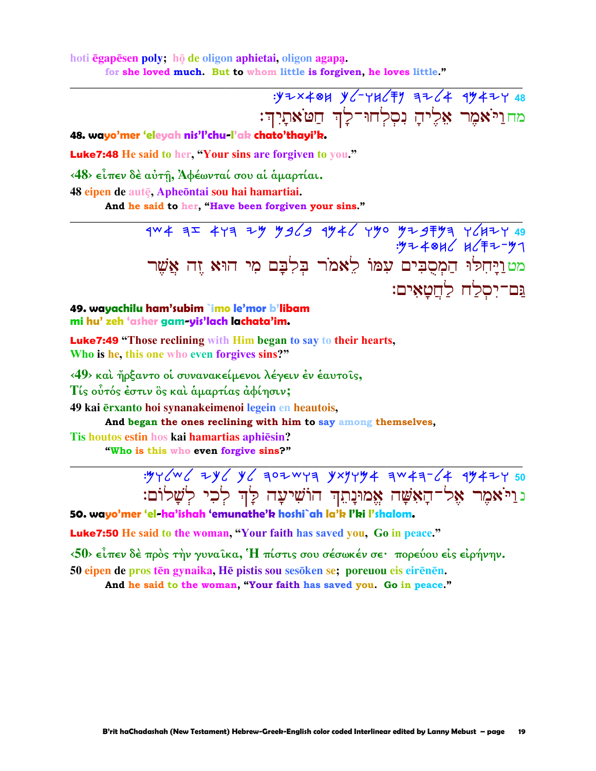hoti ēgapēsen poly; hō de oligon aphietai, oligon agapą.

for she loved much. But to whom little is forgiven, he loves little."

---

מח וַיֹּאמֶר אֵלֶיהָ נִסְלְחוּ־לָךְ חַטֹּאתָיִךְ׃

**48. wayo'mer 'eleyah nis'l'chu-l'ak chato'thayi'k.**

**Luke7:48** He said to her, "Your sins are forgiven to you."

‹48› εἶπεν δὲ αὐτῇ, Ἀφέωνταί σου αἱ ἁμαρτίαι.

48 eipen de autē, Apheōntai sou hai hamartiai.

And he said to her, "Have been forgiven your sins."

---

מט וַיָּחֵלּוּ הַמְסֻבִּים עִמּוֹ לֵאמֹר בְּלִבָּם מִי הוּא זֶה אֲשֶׁר גַּם־יִסְלַח לַחֲטָאִים׃

**49. wayachilu ham'subim `imo le'mor b'libam mi hu' zeh 'asher gam-yis'lach lachata'im.**

**Luke7:49** "Those reclining with Him began to say to their hearts, Who is he, this one who even forgives sins?"

‹49› καὶ ἤρξαντο οἱ συνανακείμενοι λέγειν ἐν ἑαυτοῖς, Τίς οὗτός ἐστιν ὃς καὶ ἁμαρτίας ἀφίησιν;

49 kai ērxanto hoi synanakeimenoi legein en heautois,

And began the ones reclining with him to say among themselves,

Tis houtos estin hos kai hamartias aphiēsin?

"Who is this who even forgive sins?"

---

נ וַיֹּאמֶר אֶל־הָאִשָּׁה אֱמוּנָתֵךְ הוֹשִׁיעָה לָךְ לְכִי לְשָׁלוֹם׃

**50. wayo'mer 'el-ha'ishah 'emunathe'k hoshi`ah la'k l'ki l'shalom.**

**Luke7:50** He said to the woman, "Your faith has saved you, Go in peace."

‹50› εἶπεν δὲ πρὸς τὴν γυναῖκα, Ἡ πίστις σου σέσωκέν σε· πορεύου εἰς εἰρήνην.

50 eipen de pros tēn gynaika, Hē pistis sou sesōken se; poreuou eis eirēnēn.

And he said to the woman, "Your faith has saved you. Go in peace."